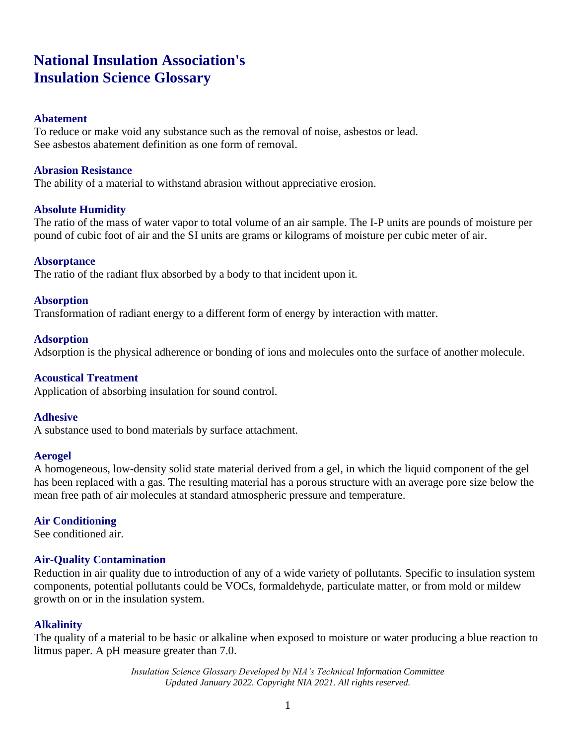# National Insulation Association's Insulation Science Glossary

### Abatement

To reduce or make void any substance such as the removal of noise, asbestos or lead.
See asbestos abatement definition as one form of removal.

### Abrasion Resistance

The ability of a material to withstand abrasion without appreciative erosion.

### Absolute Humidity

The ratio of the mass of water vapor to total volume of an air sample. The I-P units are pounds of moisture per pound of cubic foot of air and the SI units are grams or kilograms of moisture per cubic meter of air.

### Absorptance

The ratio of the radiant flux absorbed by a body to that incident upon it.

### Absorption

Transformation of radiant energy to a different form of energy by interaction with matter.

### Adsorption

Adsorption is the physical adherence or bonding of ions and molecules onto the surface of another molecule.

### Acoustical Treatment

Application of absorbing insulation for sound control.

### Adhesive

A substance used to bond materials by surface attachment.

### Aerogel

A homogeneous, low-density solid state material derived from a gel, in which the liquid component of the gel has been replaced with a gas. The resulting material has a porous structure with an average pore size below the mean free path of air molecules at standard atmospheric pressure and temperature.

### Air Conditioning

See conditioned air.

### Air-Quality Contamination

Reduction in air quality due to introduction of any of a wide variety of pollutants. Specific to insulation system components, potential pollutants could be VOCs, formaldehyde, particulate matter, or from mold or mildew growth on or in the insulation system.

### Alkalinity

The quality of a material to be basic or alkaline when exposed to moisture or water producing a blue reaction to litmus paper. A pH measure greater than 7.0.

*Insulation Science Glossary Developed by NIA's Technical Information Committee*
*Updated January 2022. Copyright NIA 2021. All rights reserved.*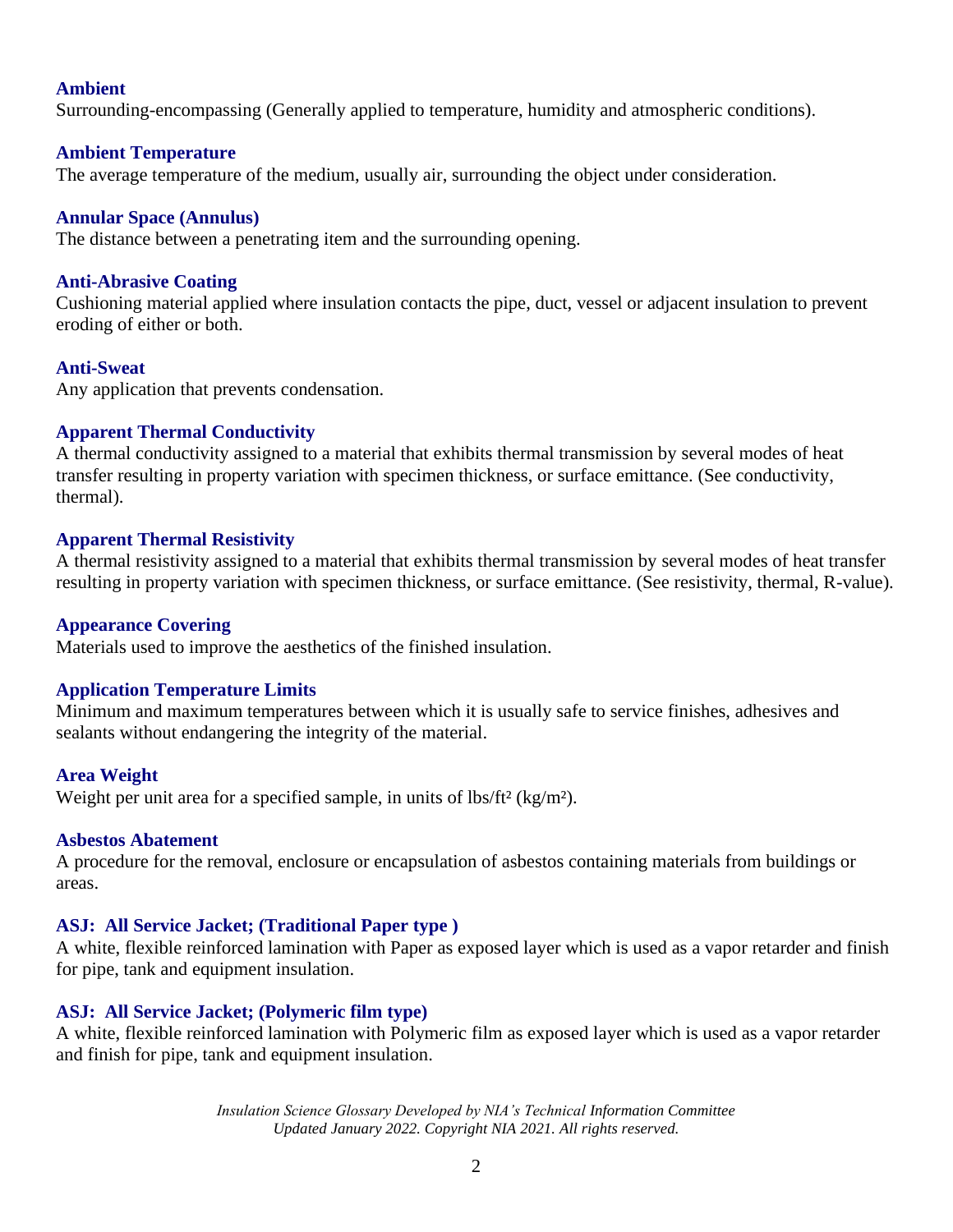### Ambient
Surrounding-encompassing (Generally applied to temperature, humidity and atmospheric conditions).

### Ambient Temperature
The average temperature of the medium, usually air, surrounding the object under consideration.

### Annular Space (Annulus)
The distance between a penetrating item and the surrounding opening.

### Anti-Abrasive Coating
Cushioning material applied where insulation contacts the pipe, duct, vessel or adjacent insulation to prevent eroding of either or both.

### Anti-Sweat
Any application that prevents condensation.

### Apparent Thermal Conductivity
A thermal conductivity assigned to a material that exhibits thermal transmission by several modes of heat transfer resulting in property variation with specimen thickness, or surface emittance. (See conductivity, thermal).

### Apparent Thermal Resistivity
A thermal resistivity assigned to a material that exhibits thermal transmission by several modes of heat transfer resulting in property variation with specimen thickness, or surface emittance. (See resistivity, thermal, R-value).

### Appearance Covering
Materials used to improve the aesthetics of the finished insulation.

### Application Temperature Limits
Minimum and maximum temperatures between which it is usually safe to service finishes, adhesives and sealants without endangering the integrity of the material.

### Area Weight
Weight per unit area for a specified sample, in units of lbs/ft$^2$ (kg/m$^2$).

### Asbestos Abatement
A procedure for the removal, enclosure or encapsulation of asbestos containing materials from buildings or areas.

### ASJ: All Service Jacket; (Traditional Paper type )
A white, flexible reinforced lamination with Paper as exposed layer which is used as a vapor retarder and finish for pipe, tank and equipment insulation.

### ASJ: All Service Jacket; (Polymeric film type)
A white, flexible reinforced lamination with Polymeric film as exposed layer which is used as a vapor retarder and finish for pipe, tank and equipment insulation.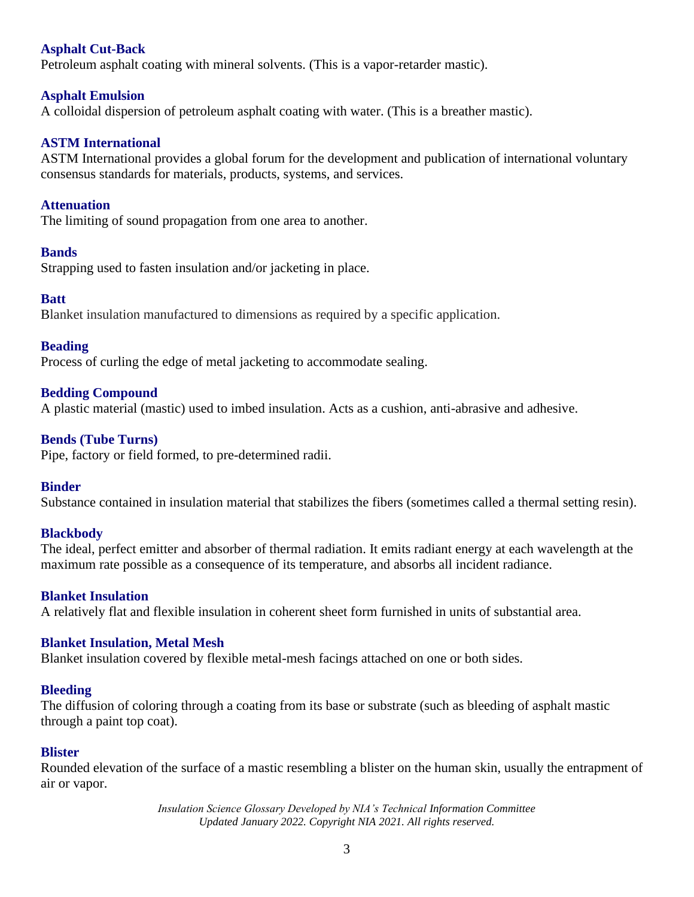**Asphalt Cut-Back**
Petroleum asphalt coating with mineral solvents. (This is a vapor-retarder mastic).

**Asphalt Emulsion**
A colloidal dispersion of petroleum asphalt coating with water. (This is a breather mastic).

**ASTM International**
ASTM International provides a global forum for the development and publication of international voluntary consensus standards for materials, products, systems, and services.

**Attenuation**
The limiting of sound propagation from one area to another.

**Bands**
Strapping used to fasten insulation and/or jacketing in place.

**Batt**
Blanket insulation manufactured to dimensions as required by a specific application.

**Beading**
Process of curling the edge of metal jacketing to accommodate sealing.

**Bedding Compound**
A plastic material (mastic) used to imbed insulation. Acts as a cushion, anti-abrasive and adhesive.

**Bends (Tube Turns)**
Pipe, factory or field formed, to pre-determined radii.

**Binder**
Substance contained in insulation material that stabilizes the fibers (sometimes called a thermal setting resin).

**Blackbody**
The ideal, perfect emitter and absorber of thermal radiation. It emits radiant energy at each wavelength at the maximum rate possible as a consequence of its temperature, and absorbs all incident radiance.

**Blanket Insulation**
A relatively flat and flexible insulation in coherent sheet form furnished in units of substantial area.

**Blanket Insulation, Metal Mesh**
Blanket insulation covered by flexible metal-mesh facings attached on one or both sides.

**Bleeding**
The diffusion of coloring through a coating from its base or substrate (such as bleeding of asphalt mastic through a paint top coat).

**Blister**
Rounded elevation of the surface of a mastic resembling a blister on the human skin, usually the entrapment of air or vapor.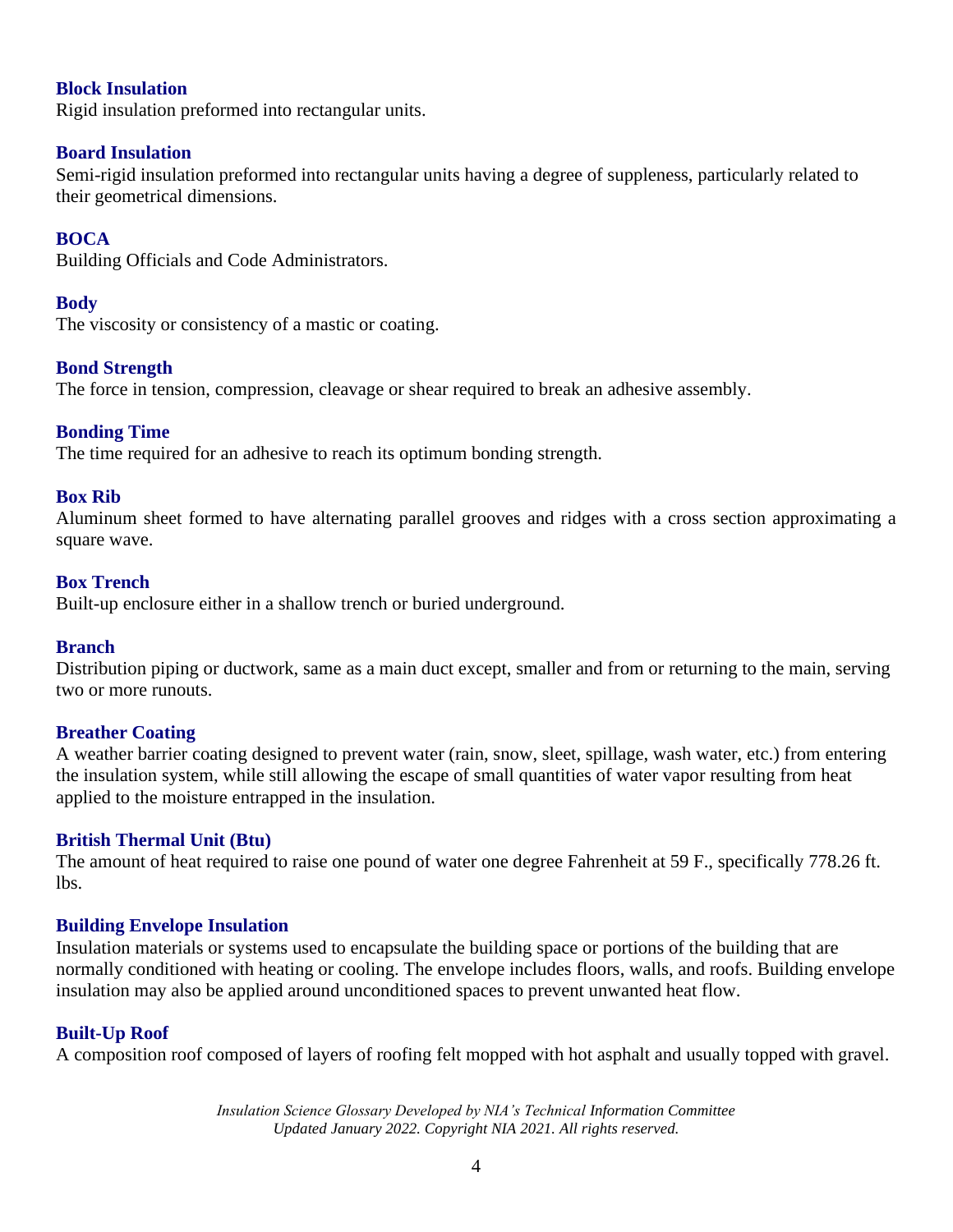### Block Insulation

Rigid insulation preformed into rectangular units.

### Board Insulation

Semi-rigid insulation preformed into rectangular units having a degree of suppleness, particularly related to their geometrical dimensions.

### BOCA

Building Officials and Code Administrators.

### Body

The viscosity or consistency of a mastic or coating.

### Bond Strength

The force in tension, compression, cleavage or shear required to break an adhesive assembly.

### Bonding Time

The time required for an adhesive to reach its optimum bonding strength.

### Box Rib

Aluminum sheet formed to have alternating parallel grooves and ridges with a cross section approximating a square wave.

### Box Trench

Built-up enclosure either in a shallow trench or buried underground.

### Branch

Distribution piping or ductwork, same as a main duct except, smaller and from or returning to the main, serving two or more runouts.

### Breather Coating

A weather barrier coating designed to prevent water (rain, snow, sleet, spillage, wash water, etc.) from entering the insulation system, while still allowing the escape of small quantities of water vapor resulting from heat applied to the moisture entrapped in the insulation.

### British Thermal Unit (Btu)

The amount of heat required to raise one pound of water one degree Fahrenheit at 59 F., specifically 778.26 ft. lbs.

### Building Envelope Insulation

Insulation materials or systems used to encapsulate the building space or portions of the building that are normally conditioned with heating or cooling. The envelope includes floors, walls, and roofs. Building envelope insulation may also be applied around unconditioned spaces to prevent unwanted heat flow.

### Built-Up Roof

A composition roof composed of layers of roofing felt mopped with hot asphalt and usually topped with gravel.

*Insulation Science Glossary Developed by NIA's Technical Information Committee*
*Updated January 2022. Copyright NIA 2021. All rights reserved.*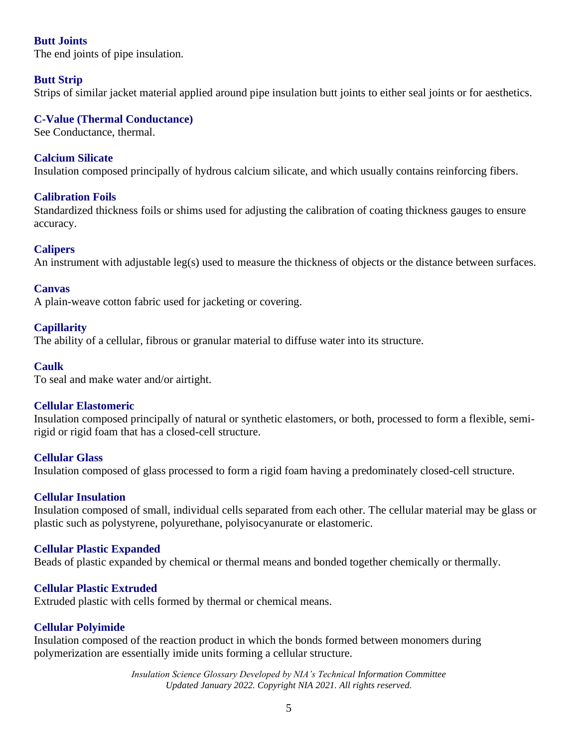**Butt Joints**
The end joints of pipe insulation.

**Butt Strip**
Strips of similar jacket material applied around pipe insulation butt joints to either seal joints or for aesthetics.

**C-Value (Thermal Conductance)**
See Conductance, thermal.

**Calcium Silicate**
Insulation composed principally of hydrous calcium silicate, and which usually contains reinforcing fibers.

**Calibration Foils**
Standardized thickness foils or shims used for adjusting the calibration of coating thickness gauges to ensure accuracy.

**Calipers**
An instrument with adjustable leg(s) used to measure the thickness of objects or the distance between surfaces.

**Canvas**
A plain-weave cotton fabric used for jacketing or covering.

**Capillarity**
The ability of a cellular, fibrous or granular material to diffuse water into its structure.

**Caulk**
To seal and make water and/or airtight.

**Cellular Elastomeric**
Insulation composed principally of natural or synthetic elastomers, or both, processed to form a flexible, semi-rigid or rigid foam that has a closed-cell structure.

**Cellular Glass**
Insulation composed of glass processed to form a rigid foam having a predominately closed-cell structure.

**Cellular Insulation**
Insulation composed of small, individual cells separated from each other. The cellular material may be glass or plastic such as polystyrene, polyurethane, polyisocyanurate or elastomeric.

**Cellular Plastic Expanded**
Beads of plastic expanded by chemical or thermal means and bonded together chemically or thermally.

**Cellular Plastic Extruded**
Extruded plastic with cells formed by thermal or chemical means.

**Cellular Polyimide**
Insulation composed of the reaction product in which the bonds formed between monomers during polymerization are essentially imide units forming a cellular structure.

*Insulation Science Glossary Developed by NIA's Technical Information Committee*
*Updated January 2022. Copyright NIA 2021. All rights reserved.*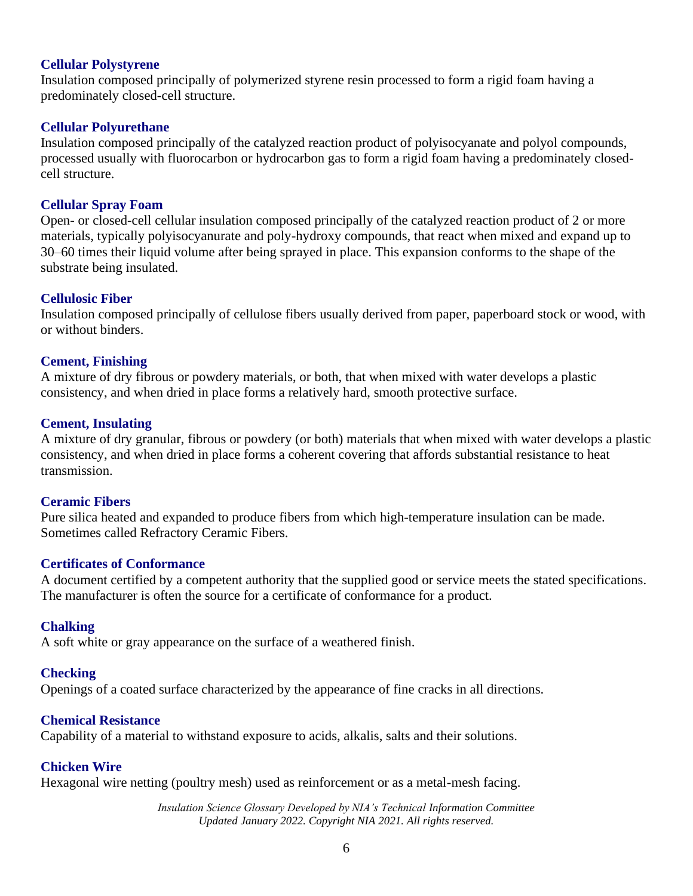### Cellular Polystyrene

Insulation composed principally of polymerized styrene resin processed to form a rigid foam having a predominately closed-cell structure.

### Cellular Polyurethane

Insulation composed principally of the catalyzed reaction product of polyisocyanate and polyol compounds, processed usually with fluorocarbon or hydrocarbon gas to form a rigid foam having a predominately closed-cell structure.

### Cellular Spray Foam

Open- or closed-cell cellular insulation composed principally of the catalyzed reaction product of 2 or more materials, typically polyisocyanurate and poly-hydroxy compounds, that react when mixed and expand up to 30–60 times their liquid volume after being sprayed in place. This expansion conforms to the shape of the substrate being insulated.

### Cellulosic Fiber

Insulation composed principally of cellulose fibers usually derived from paper, paperboard stock or wood, with or without binders.

### Cement, Finishing

A mixture of dry fibrous or powdery materials, or both, that when mixed with water develops a plastic consistency, and when dried in place forms a relatively hard, smooth protective surface.

### Cement, Insulating

A mixture of dry granular, fibrous or powdery (or both) materials that when mixed with water develops a plastic consistency, and when dried in place forms a coherent covering that affords substantial resistance to heat transmission.

### Ceramic Fibers

Pure silica heated and expanded to produce fibers from which high-temperature insulation can be made. Sometimes called Refractory Ceramic Fibers.

### Certificates of Conformance

A document certified by a competent authority that the supplied good or service meets the stated specifications. The manufacturer is often the source for a certificate of conformance for a product.

### Chalking

A soft white or gray appearance on the surface of a weathered finish.

### Checking

Openings of a coated surface characterized by the appearance of fine cracks in all directions.

### Chemical Resistance

Capability of a material to withstand exposure to acids, alkalis, salts and their solutions.

### Chicken Wire

Hexagonal wire netting (poultry mesh) used as reinforcement or as a metal-mesh facing.

*Insulation Science Glossary Developed by NIA's Technical Information Committee*
*Updated January 2022. Copyright NIA 2021. All rights reserved.*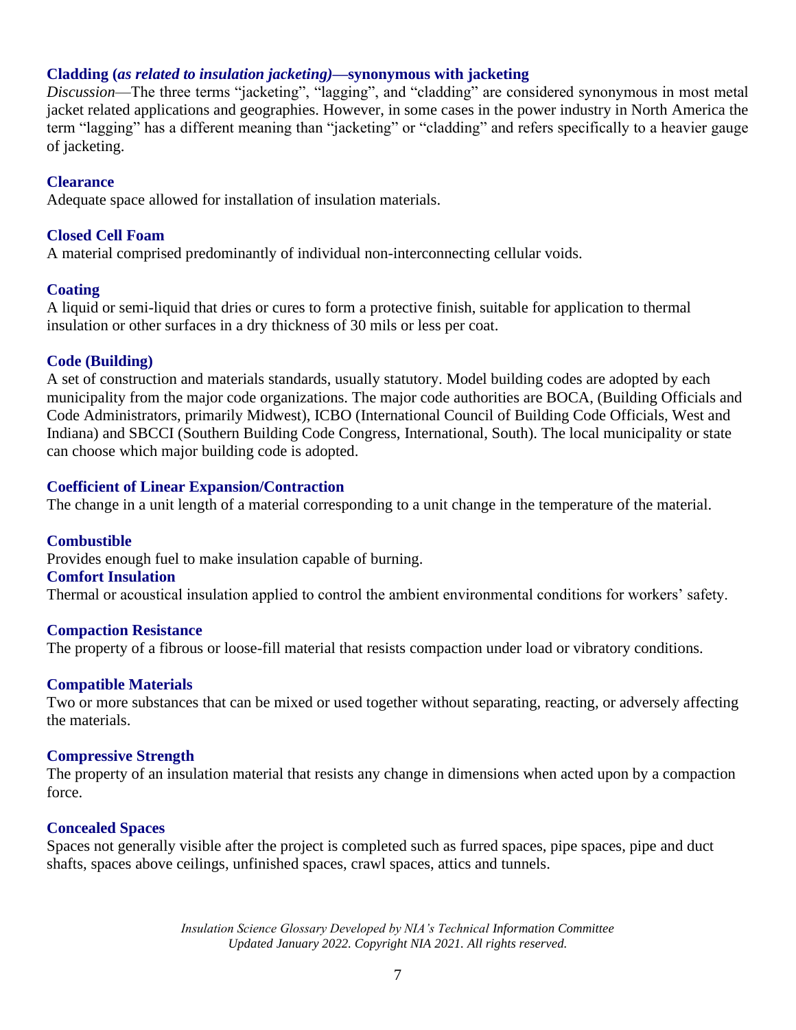### Cladding (*as related to insulation jacketing)*—synonymous with jacketing

*Discussion*—The three terms "jacketing", "lagging", and "cladding" are considered synonymous in most metal jacket related applications and geographies. However, in some cases in the power industry in North America the term "lagging" has a different meaning than "jacketing" or "cladding" and refers specifically to a heavier gauge of jacketing.

### Clearance

Adequate space allowed for installation of insulation materials.

### Closed Cell Foam

A material comprised predominantly of individual non-interconnecting cellular voids.

### Coating

A liquid or semi-liquid that dries or cures to form a protective finish, suitable for application to thermal insulation or other surfaces in a dry thickness of 30 mils or less per coat.

### Code (Building)

A set of construction and materials standards, usually statutory. Model building codes are adopted by each municipality from the major code organizations. The major code authorities are BOCA, (Building Officials and Code Administrators, primarily Midwest), ICBO (International Council of Building Code Officials, West and Indiana) and SBCCI (Southern Building Code Congress, International, South). The local municipality or state can choose which major building code is adopted.

### Coefficient of Linear Expansion/Contraction

The change in a unit length of a material corresponding to a unit change in the temperature of the material.

### Combustible

Provides enough fuel to make insulation capable of burning.

### Comfort Insulation

Thermal or acoustical insulation applied to control the ambient environmental conditions for workers' safety.

### Compaction Resistance

The property of a fibrous or loose-fill material that resists compaction under load or vibratory conditions.

### Compatible Materials

Two or more substances that can be mixed or used together without separating, reacting, or adversely affecting the materials.

### Compressive Strength

The property of an insulation material that resists any change in dimensions when acted upon by a compaction force.

### Concealed Spaces

Spaces not generally visible after the project is completed such as furred spaces, pipe spaces, pipe and duct shafts, spaces above ceilings, unfinished spaces, crawl spaces, attics and tunnels.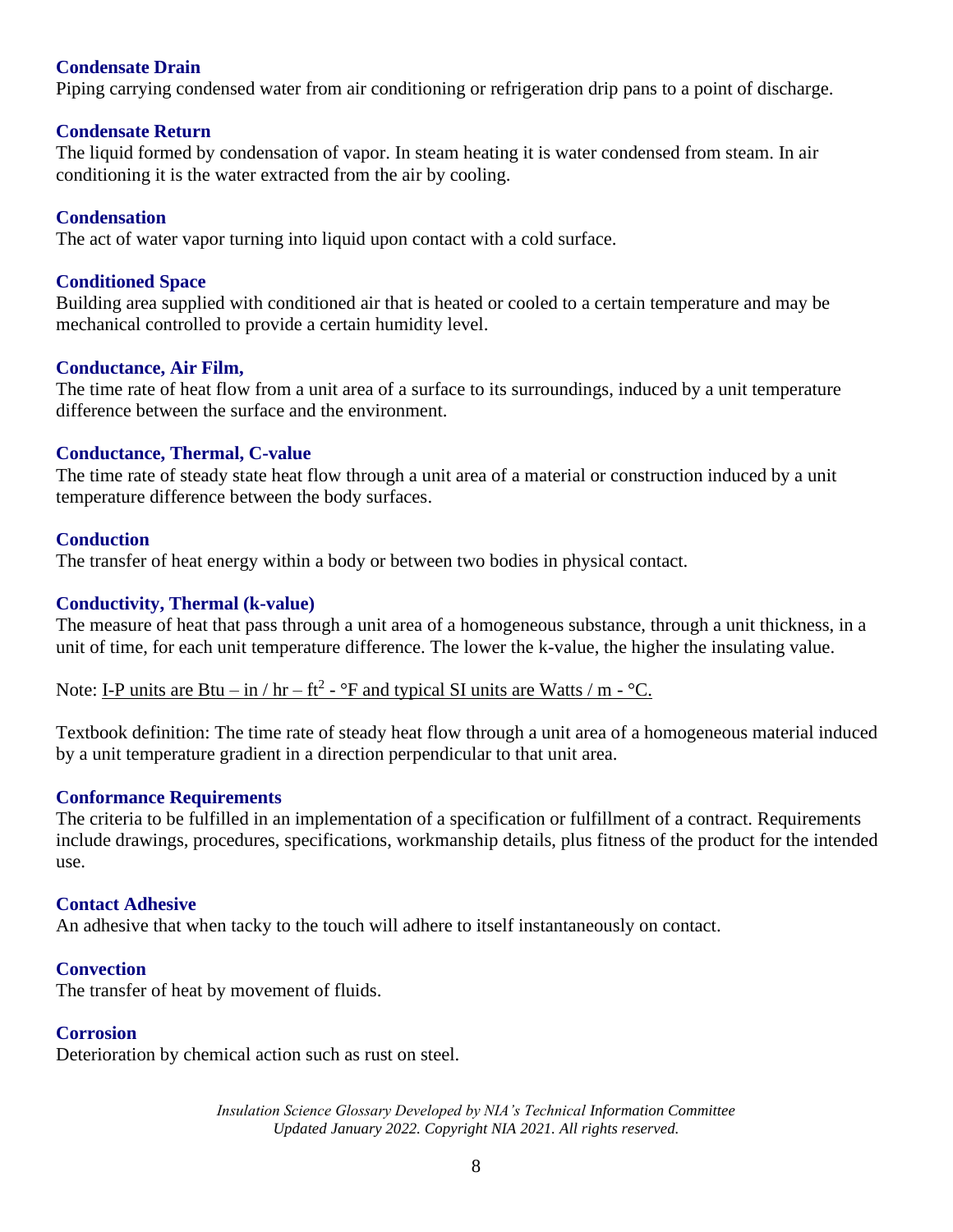### Condensate Drain

Piping carrying condensed water from air conditioning or refrigeration drip pans to a point of discharge.

### Condensate Return

The liquid formed by condensation of vapor. In steam heating it is water condensed from steam. In air conditioning it is the water extracted from the air by cooling.

### Condensation

The act of water vapor turning into liquid upon contact with a cold surface.

### Conditioned Space

Building area supplied with conditioned air that is heated or cooled to a certain temperature and may be mechanical controlled to provide a certain humidity level.

### Conductance, Air Film,

The time rate of heat flow from a unit area of a surface to its surroundings, induced by a unit temperature difference between the surface and the environment.

### Conductance, Thermal, C-value

The time rate of steady state heat flow through a unit area of a material or construction induced by a unit temperature difference between the body surfaces.

### Conduction

The transfer of heat energy within a body or between two bodies in physical contact.

### Conductivity, Thermal (k-value)

The measure of heat that pass through a unit area of a homogeneous substance, through a unit thickness, in a unit of time, for each unit temperature difference. The lower the k-value, the higher the insulating value.

Note: I-P units are Btu – in / hr – ft$^2$ - °F and typical SI units are Watts / m - °C.

Textbook definition: The time rate of steady heat flow through a unit area of a homogeneous material induced by a unit temperature gradient in a direction perpendicular to that unit area.

### Conformance Requirements

The criteria to be fulfilled in an implementation of a specification or fulfillment of a contract. Requirements include drawings, procedures, specifications, workmanship details, plus fitness of the product for the intended use.

### Contact Adhesive

An adhesive that when tacky to the touch will adhere to itself instantaneously on contact.

### Convection

The transfer of heat by movement of fluids.

### Corrosion

Deterioration by chemical action such as rust on steel.

*Insulation Science Glossary Developed by NIA's Technical Information Committee*
*Updated January 2022. Copyright NIA 2021. All rights reserved.*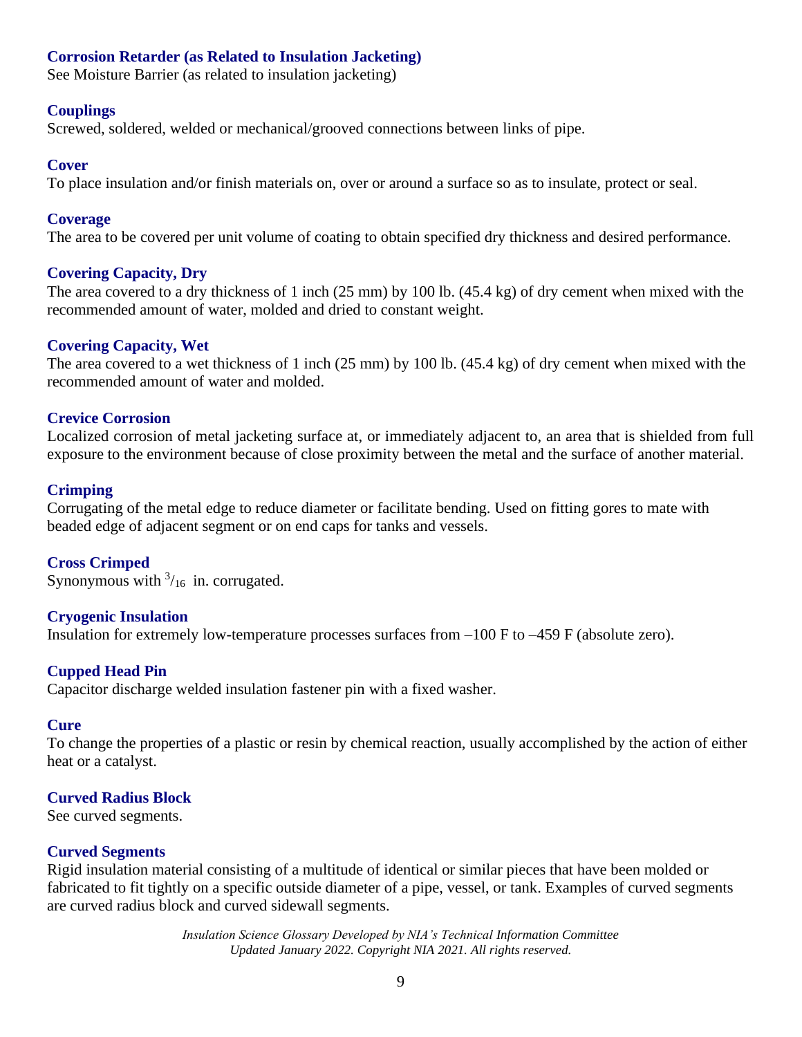**Corrosion Retarder (as Related to Insulation Jacketing)**
See Moisture Barrier (as related to insulation jacketing)

**Couplings**
Screwed, soldered, welded or mechanical/grooved connections between links of pipe.

**Cover**
To place insulation and/or finish materials on, over or around a surface so as to insulate, protect or seal.

**Coverage**
The area to be covered per unit volume of coating to obtain specified dry thickness and desired performance.

**Covering Capacity, Dry**
The area covered to a dry thickness of 1 inch (25 mm) by 100 lb. (45.4 kg) of dry cement when mixed with the recommended amount of water, molded and dried to constant weight.

**Covering Capacity, Wet**
The area covered to a wet thickness of 1 inch (25 mm) by 100 lb. (45.4 kg) of dry cement when mixed with the recommended amount of water and molded.

**Crevice Corrosion**
Localized corrosion of metal jacketing surface at, or immediately adjacent to, an area that is shielded from full exposure to the environment because of close proximity between the metal and the surface of another material.

**Crimping**
Corrugating of the metal edge to reduce diameter or facilitate bending. Used on fitting gores to mate with beaded edge of adjacent segment or on end caps for tanks and vessels.

**Cross Crimped**
Synonymous with $^{3}/_{16}$ in. corrugated.

**Cryogenic Insulation**
Insulation for extremely low-temperature processes surfaces from –100 F to –459 F (absolute zero).

**Cupped Head Pin**
Capacitor discharge welded insulation fastener pin with a fixed washer.

**Cure**
To change the properties of a plastic or resin by chemical reaction, usually accomplished by the action of either heat or a catalyst.

**Curved Radius Block**
See curved segments.

**Curved Segments**
Rigid insulation material consisting of a multitude of identical or similar pieces that have been molded or fabricated to fit tightly on a specific outside diameter of a pipe, vessel, or tank. Examples of curved segments are curved radius block and curved sidewall segments.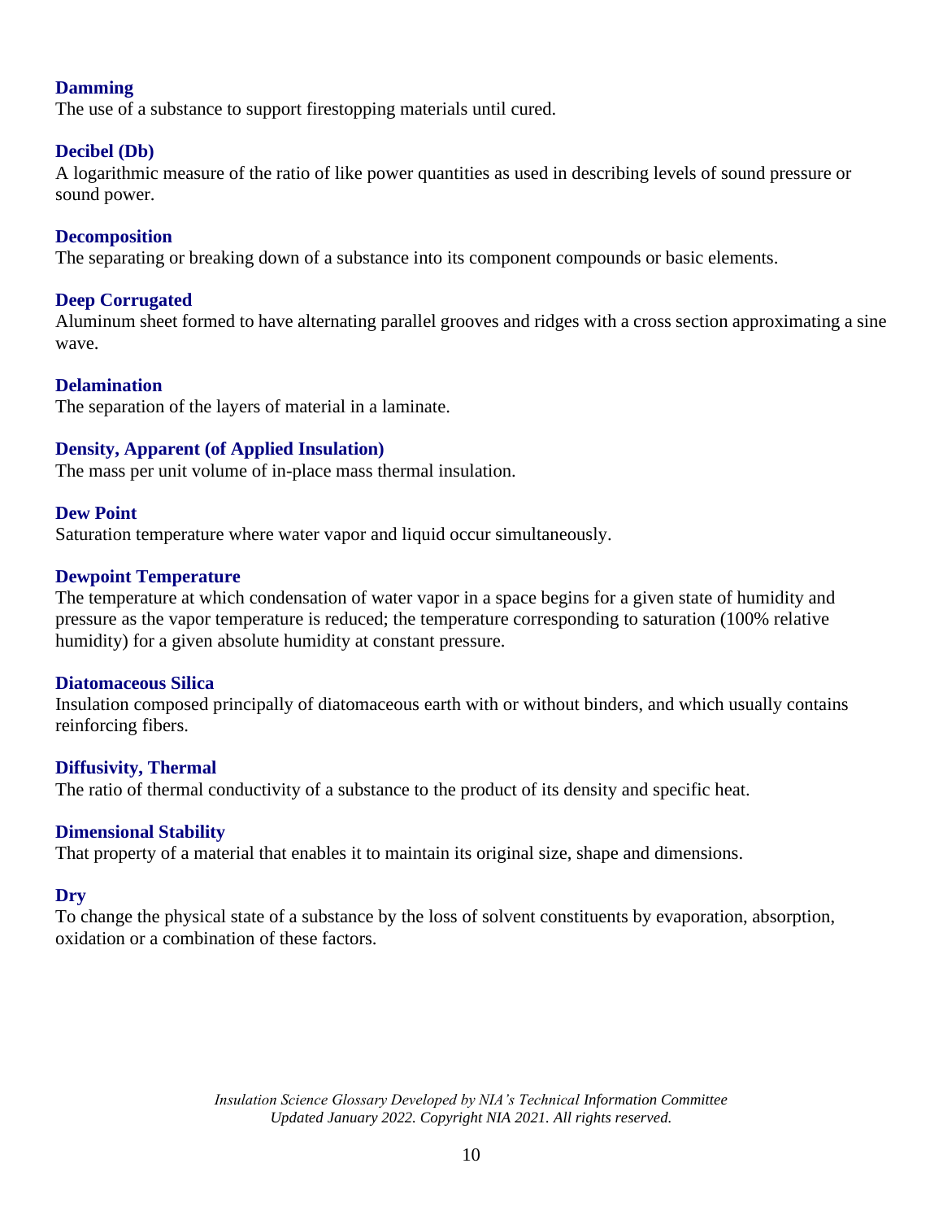### Damming
The use of a substance to support firestopping materials until cured.

### Decibel (Db)
A logarithmic measure of the ratio of like power quantities as used in describing levels of sound pressure or sound power.

### Decomposition
The separating or breaking down of a substance into its component compounds or basic elements.

### Deep Corrugated
Aluminum sheet formed to have alternating parallel grooves and ridges with a cross section approximating a sine wave.

### Delamination
The separation of the layers of material in a laminate.

### Density, Apparent (of Applied Insulation)
The mass per unit volume of in-place mass thermal insulation.

### Dew Point
Saturation temperature where water vapor and liquid occur simultaneously.

### Dewpoint Temperature
The temperature at which condensation of water vapor in a space begins for a given state of humidity and pressure as the vapor temperature is reduced; the temperature corresponding to saturation (100% relative humidity) for a given absolute humidity at constant pressure.

### Diatomaceous Silica
Insulation composed principally of diatomaceous earth with or without binders, and which usually contains reinforcing fibers.

### Diffusivity, Thermal
The ratio of thermal conductivity of a substance to the product of its density and specific heat.

### Dimensional Stability
That property of a material that enables it to maintain its original size, shape and dimensions.

### Dry
To change the physical state of a substance by the loss of solvent constituents by evaporation, absorption, oxidation or a combination of these factors.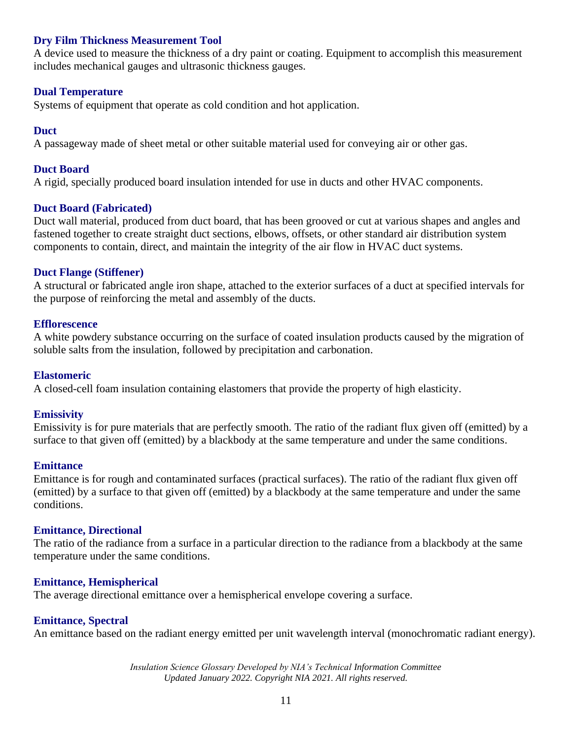**Dry Film Thickness Measurement Tool**
A device used to measure the thickness of a dry paint or coating. Equipment to accomplish this measurement includes mechanical gauges and ultrasonic thickness gauges.

**Dual Temperature**
Systems of equipment that operate as cold condition and hot application.

**Duct**
A passageway made of sheet metal or other suitable material used for conveying air or other gas.

**Duct Board**
A rigid, specially produced board insulation intended for use in ducts and other HVAC components.

**Duct Board (Fabricated)**
Duct wall material, produced from duct board, that has been grooved or cut at various shapes and angles and fastened together to create straight duct sections, elbows, offsets, or other standard air distribution system components to contain, direct, and maintain the integrity of the air flow in HVAC duct systems.

**Duct Flange (Stiffener)**
A structural or fabricated angle iron shape, attached to the exterior surfaces of a duct at specified intervals for the purpose of reinforcing the metal and assembly of the ducts.

**Efflorescence**
A white powdery substance occurring on the surface of coated insulation products caused by the migration of soluble salts from the insulation, followed by precipitation and carbonation.

**Elastomeric**
A closed-cell foam insulation containing elastomers that provide the property of high elasticity.

**Emissivity**
Emissivity is for pure materials that are perfectly smooth. The ratio of the radiant flux given off (emitted) by a surface to that given off (emitted) by a blackbody at the same temperature and under the same conditions.

**Emittance**
Emittance is for rough and contaminated surfaces (practical surfaces). The ratio of the radiant flux given off (emitted) by a surface to that given off (emitted) by a blackbody at the same temperature and under the same conditions.

**Emittance, Directional**
The ratio of the radiance from a surface in a particular direction to the radiance from a blackbody at the same temperature under the same conditions.

**Emittance, Hemispherical**
The average directional emittance over a hemispherical envelope covering a surface.

**Emittance, Spectral**
An emittance based on the radiant energy emitted per unit wavelength interval (monochromatic radiant energy).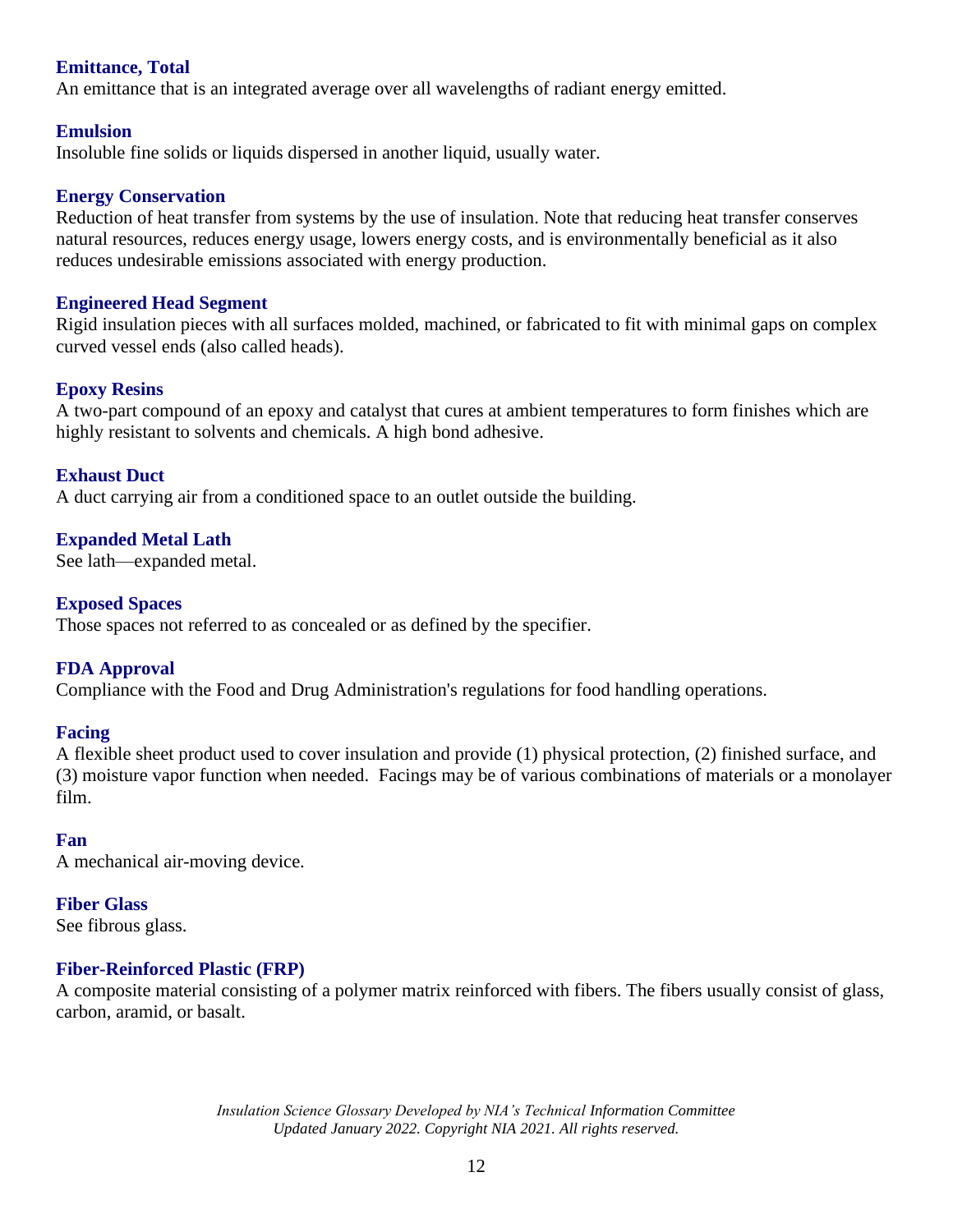### Emittance, Total
An emittance that is an integrated average over all wavelengths of radiant energy emitted.

### Emulsion
Insoluble fine solids or liquids dispersed in another liquid, usually water.

### Energy Conservation
Reduction of heat transfer from systems by the use of insulation. Note that reducing heat transfer conserves natural resources, reduces energy usage, lowers energy costs, and is environmentally beneficial as it also reduces undesirable emissions associated with energy production.

### Engineered Head Segment
Rigid insulation pieces with all surfaces molded, machined, or fabricated to fit with minimal gaps on complex curved vessel ends (also called heads).

### Epoxy Resins
A two-part compound of an epoxy and catalyst that cures at ambient temperatures to form finishes which are highly resistant to solvents and chemicals. A high bond adhesive.

### Exhaust Duct
A duct carrying air from a conditioned space to an outlet outside the building.

### Expanded Metal Lath
See lath—expanded metal.

### Exposed Spaces
Those spaces not referred to as concealed or as defined by the specifier.

### FDA Approval
Compliance with the Food and Drug Administration's regulations for food handling operations.

### Facing
A flexible sheet product used to cover insulation and provide (1) physical protection, (2) finished surface, and (3) moisture vapor function when needed. Facings may be of various combinations of materials or a monolayer film.

### Fan
A mechanical air-moving device.

### Fiber Glass
See fibrous glass.

### Fiber-Reinforced Plastic (FRP)
A composite material consisting of a polymer matrix reinforced with fibers. The fibers usually consist of glass, carbon, aramid, or basalt.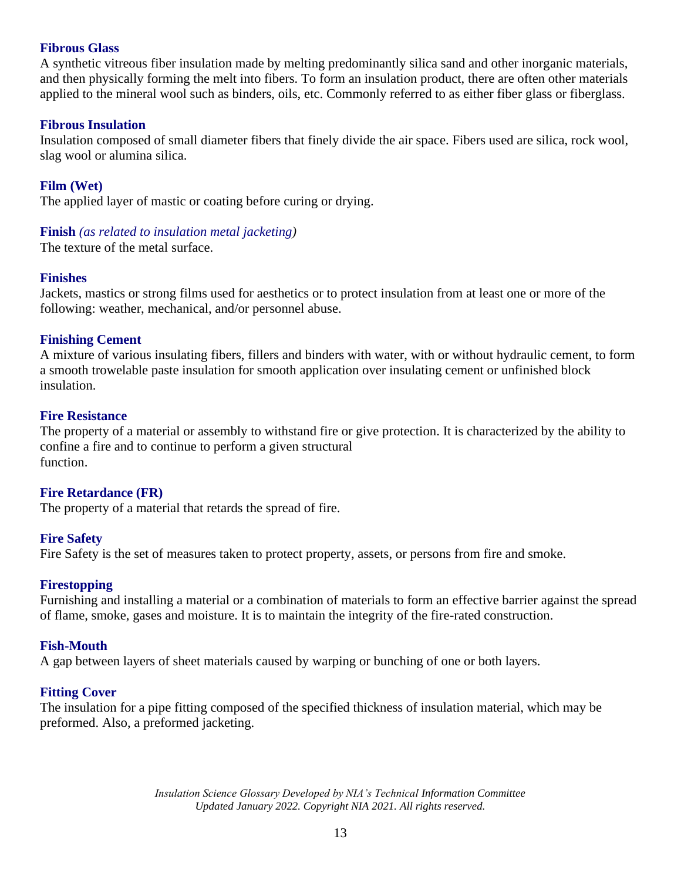### Fibrous Glass

A synthetic vitreous fiber insulation made by melting predominantly silica sand and other inorganic materials, and then physically forming the melt into fibers. To form an insulation product, there are often other materials applied to the mineral wool such as binders, oils, etc. Commonly referred to as either fiber glass or fiberglass.

### Fibrous Insulation

Insulation composed of small diameter fibers that finely divide the air space. Fibers used are silica, rock wool, slag wool or alumina silica.

### Film (Wet)

The applied layer of mastic or coating before curing or drying.

### Finish *(as related to insulation metal jacketing)*

The texture of the metal surface.

### Finishes

Jackets, mastics or strong films used for aesthetics or to protect insulation from at least one or more of the following: weather, mechanical, and/or personnel abuse.

### Finishing Cement

A mixture of various insulating fibers, fillers and binders with water, with or without hydraulic cement, to form a smooth trowelable paste insulation for smooth application over insulating cement or unfinished block insulation.

### Fire Resistance

The property of a material or assembly to withstand fire or give protection. It is characterized by the ability to confine a fire and to continue to perform a given structural function.

### Fire Retardance (FR)

The property of a material that retards the spread of fire.

### Fire Safety

Fire Safety is the set of measures taken to protect property, assets, or persons from fire and smoke.

### Firestopping

Furnishing and installing a material or a combination of materials to form an effective barrier against the spread of flame, smoke, gases and moisture. It is to maintain the integrity of the fire-rated construction.

### Fish-Mouth

A gap between layers of sheet materials caused by warping or bunching of one or both layers.

### Fitting Cover

The insulation for a pipe fitting composed of the specified thickness of insulation material, which may be preformed. Also, a preformed jacketing.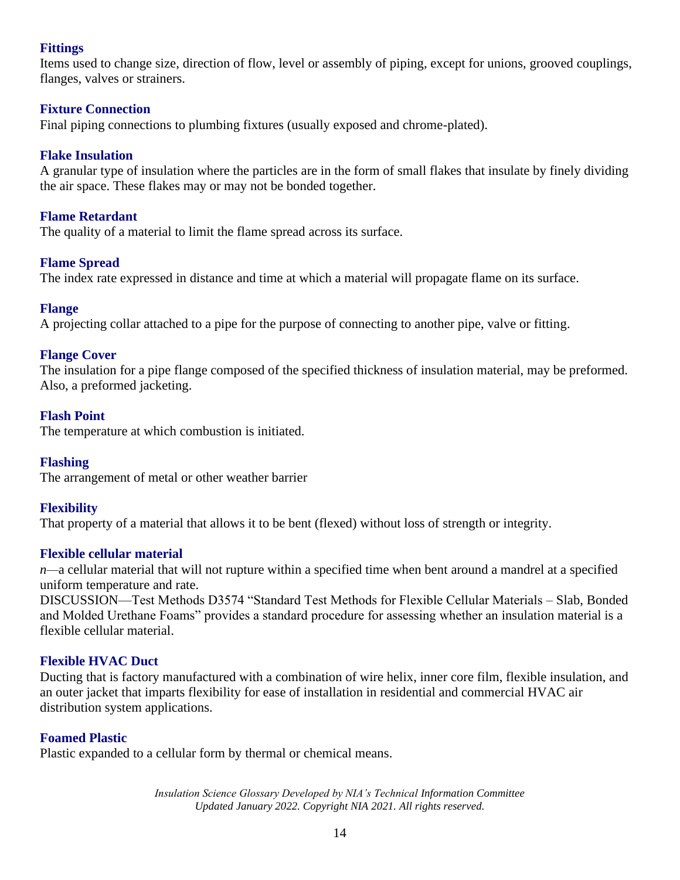### Fittings

Items used to change size, direction of flow, level or assembly of piping, except for unions, grooved couplings, flanges, valves or strainers.

### Fixture Connection

Final piping connections to plumbing fixtures (usually exposed and chrome-plated).

### Flake Insulation

A granular type of insulation where the particles are in the form of small flakes that insulate by finely dividing the air space. These flakes may or may not be bonded together.

### Flame Retardant

The quality of a material to limit the flame spread across its surface.

### Flame Spread

The index rate expressed in distance and time at which a material will propagate flame on its surface.

### Flange

A projecting collar attached to a pipe for the purpose of connecting to another pipe, valve or fitting.

### Flange Cover

The insulation for a pipe flange composed of the specified thickness of insulation material, may be preformed. Also, a preformed jacketing.

### Flash Point

The temperature at which combustion is initiated.

### Flashing

The arrangement of metal or other weather barrier

### Flexibility

That property of a material that allows it to be bent (flexed) without loss of strength or integrity.

### Flexible cellular material

*n*—a cellular material that will not rupture within a specified time when bent around a mandrel at a specified uniform temperature and rate.

DISCUSSION—Test Methods D3574 "Standard Test Methods for Flexible Cellular Materials – Slab, Bonded and Molded Urethane Foams" provides a standard procedure for assessing whether an insulation material is a flexible cellular material.

### Flexible HVAC Duct

Ducting that is factory manufactured with a combination of wire helix, inner core film, flexible insulation, and an outer jacket that imparts flexibility for ease of installation in residential and commercial HVAC air distribution system applications.

### Foamed Plastic

Plastic expanded to a cellular form by thermal or chemical means.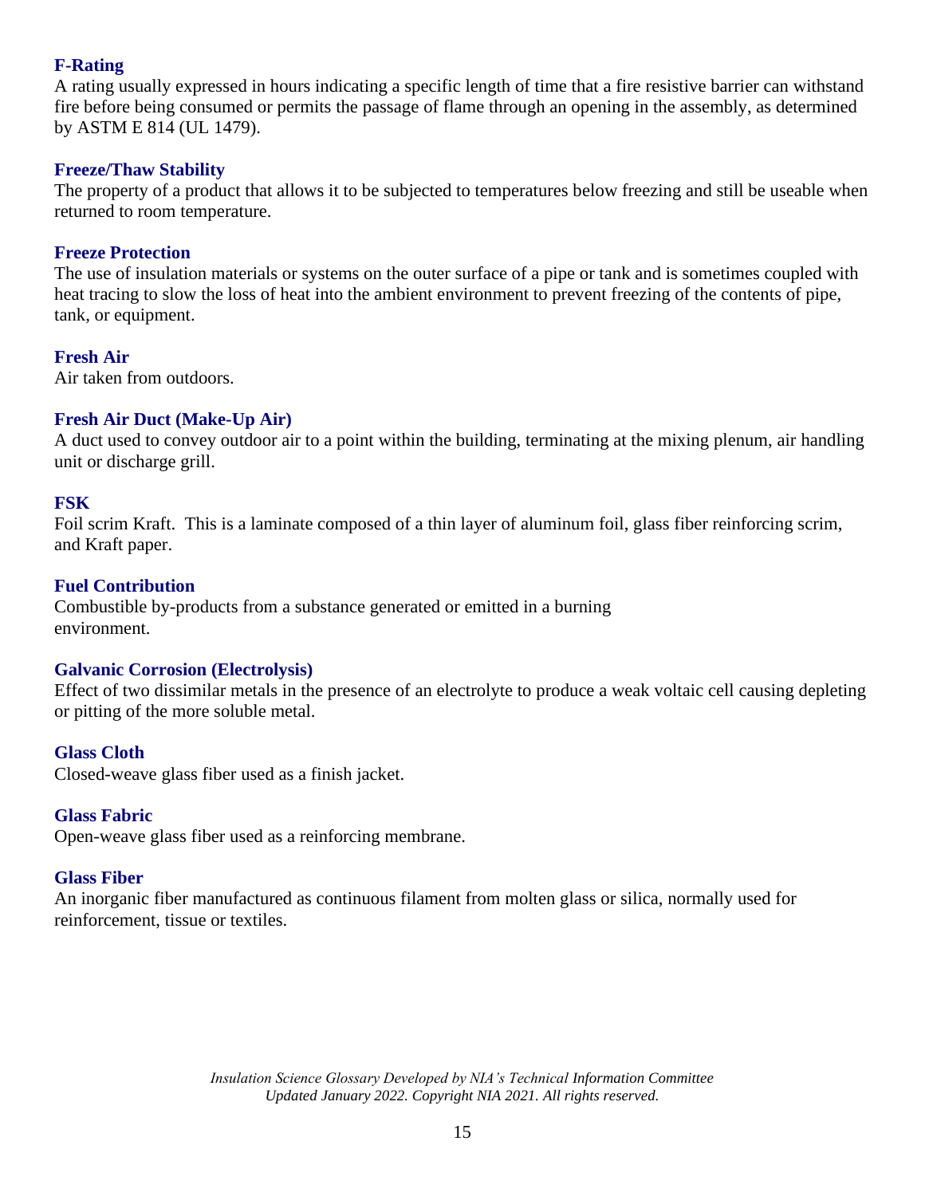### F-Rating

A rating usually expressed in hours indicating a specific length of time that a fire resistive barrier can withstand fire before being consumed or permits the passage of flame through an opening in the assembly, as determined by ASTM E 814 (UL 1479).

### Freeze/Thaw Stability

The property of a product that allows it to be subjected to temperatures below freezing and still be useable when returned to room temperature.

### Freeze Protection

The use of insulation materials or systems on the outer surface of a pipe or tank and is sometimes coupled with heat tracing to slow the loss of heat into the ambient environment to prevent freezing of the contents of pipe, tank, or equipment.

### Fresh Air

Air taken from outdoors.

### Fresh Air Duct (Make-Up Air)

A duct used to convey outdoor air to a point within the building, terminating at the mixing plenum, air handling unit or discharge grill.

### FSK

Foil scrim Kraft. This is a laminate composed of a thin layer of aluminum foil, glass fiber reinforcing scrim, and Kraft paper.

### Fuel Contribution

Combustible by-products from a substance generated or emitted in a burning environment.

### Galvanic Corrosion (Electrolysis)

Effect of two dissimilar metals in the presence of an electrolyte to produce a weak voltaic cell causing depleting or pitting of the more soluble metal.

### Glass Cloth

Closed-weave glass fiber used as a finish jacket.

### Glass Fabric

Open-weave glass fiber used as a reinforcing membrane.

### Glass Fiber

An inorganic fiber manufactured as continuous filament from molten glass or silica, normally used for reinforcement, tissue or textiles.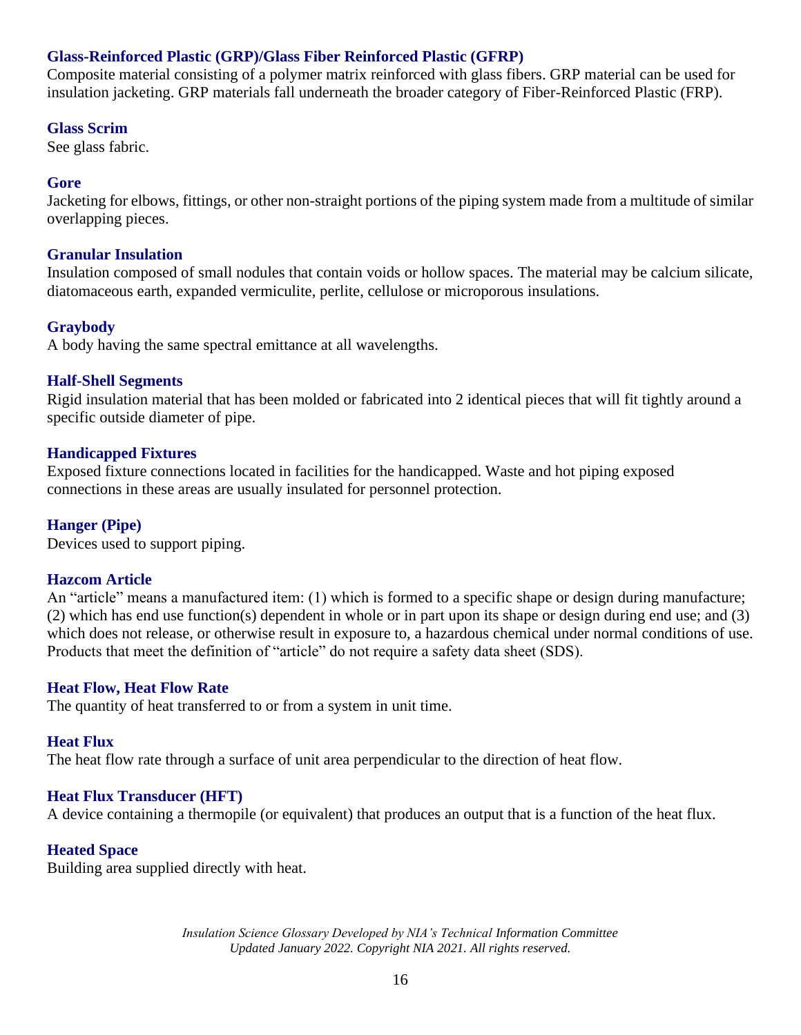### Glass-Reinforced Plastic (GRP)/Glass Fiber Reinforced Plastic (GFRP)

Composite material consisting of a polymer matrix reinforced with glass fibers. GRP material can be used for insulation jacketing. GRP materials fall underneath the broader category of Fiber-Reinforced Plastic (FRP).

### Glass Scrim

See glass fabric.

### Gore

Jacketing for elbows, fittings, or other non-straight portions of the piping system made from a multitude of similar overlapping pieces.

### Granular Insulation

Insulation composed of small nodules that contain voids or hollow spaces. The material may be calcium silicate, diatomaceous earth, expanded vermiculite, perlite, cellulose or microporous insulations.

### Graybody

A body having the same spectral emittance at all wavelengths.

### Half-Shell Segments

Rigid insulation material that has been molded or fabricated into 2 identical pieces that will fit tightly around a specific outside diameter of pipe.

### Handicapped Fixtures

Exposed fixture connections located in facilities for the handicapped. Waste and hot piping exposed connections in these areas are usually insulated for personnel protection.

### Hanger (Pipe)

Devices used to support piping.

### Hazcom Article

An "article" means a manufactured item: (1) which is formed to a specific shape or design during manufacture; (2) which has end use function(s) dependent in whole or in part upon its shape or design during end use; and (3) which does not release, or otherwise result in exposure to, a hazardous chemical under normal conditions of use. Products that meet the definition of "article" do not require a safety data sheet (SDS).

### Heat Flow, Heat Flow Rate

The quantity of heat transferred to or from a system in unit time.

### Heat Flux

The heat flow rate through a surface of unit area perpendicular to the direction of heat flow.

### Heat Flux Transducer (HFT)

A device containing a thermopile (or equivalent) that produces an output that is a function of the heat flux.

### Heated Space

Building area supplied directly with heat.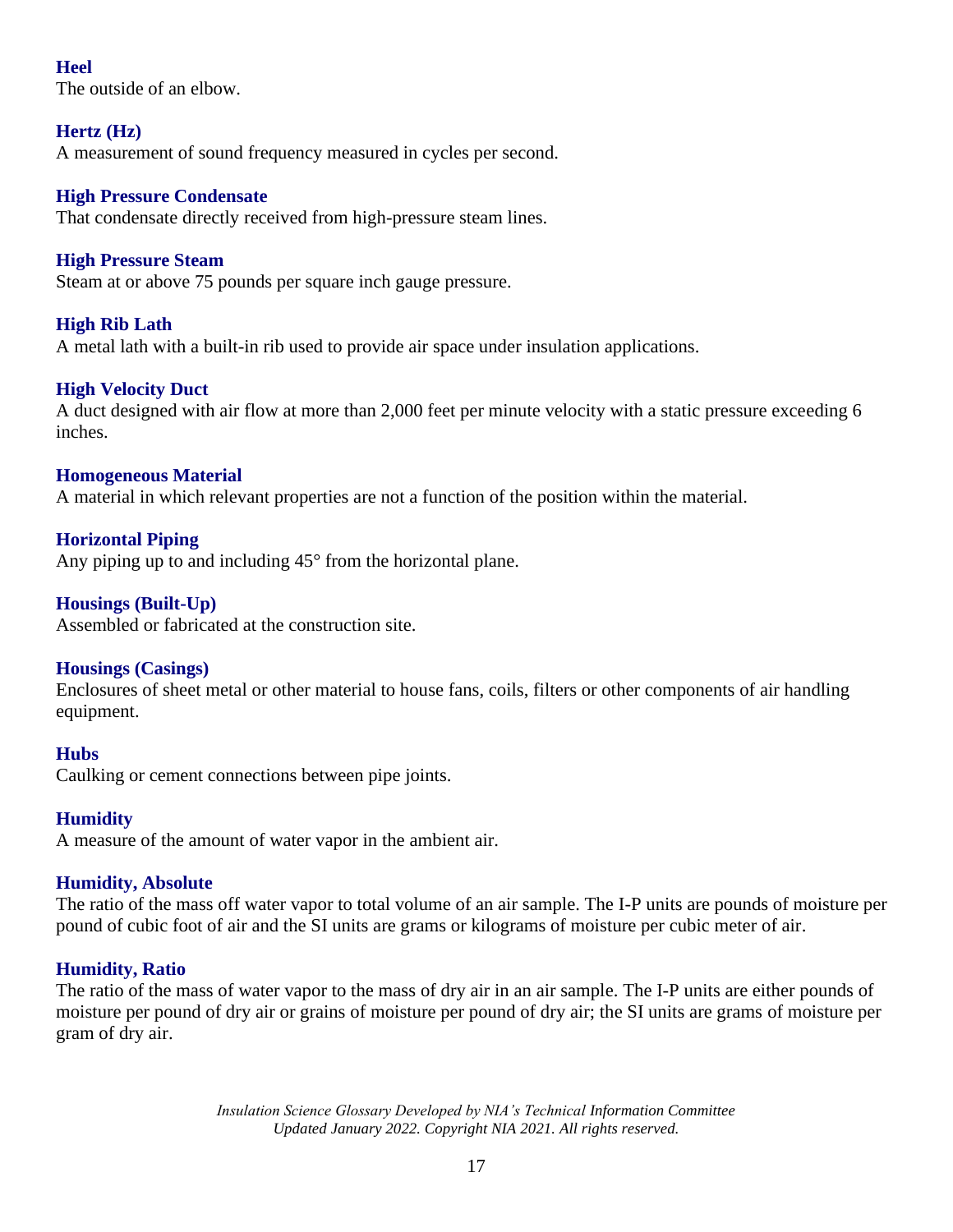**Heel**
The outside of an elbow.

**Hertz (Hz)**
A measurement of sound frequency measured in cycles per second.

**High Pressure Condensate**
That condensate directly received from high-pressure steam lines.

**High Pressure Steam**
Steam at or above 75 pounds per square inch gauge pressure.

**High Rib Lath**
A metal lath with a built-in rib used to provide air space under insulation applications.

**High Velocity Duct**
A duct designed with air flow at more than 2,000 feet per minute velocity with a static pressure exceeding 6 inches.

**Homogeneous Material**
A material in which relevant properties are not a function of the position within the material.

**Horizontal Piping**
Any piping up to and including 45° from the horizontal plane.

**Housings (Built-Up)**
Assembled or fabricated at the construction site.

**Housings (Casings)**
Enclosures of sheet metal or other material to house fans, coils, filters or other components of air handling equipment.

**Hubs**
Caulking or cement connections between pipe joints.

**Humidity**
A measure of the amount of water vapor in the ambient air.

**Humidity, Absolute**
The ratio of the mass off water vapor to total volume of an air sample. The I-P units are pounds of moisture per pound of cubic foot of air and the SI units are grams or kilograms of moisture per cubic meter of air.

**Humidity, Ratio**
The ratio of the mass of water vapor to the mass of dry air in an air sample. The I-P units are either pounds of moisture per pound of dry air or grains of moisture per pound of dry air; the SI units are grams of moisture per gram of dry air.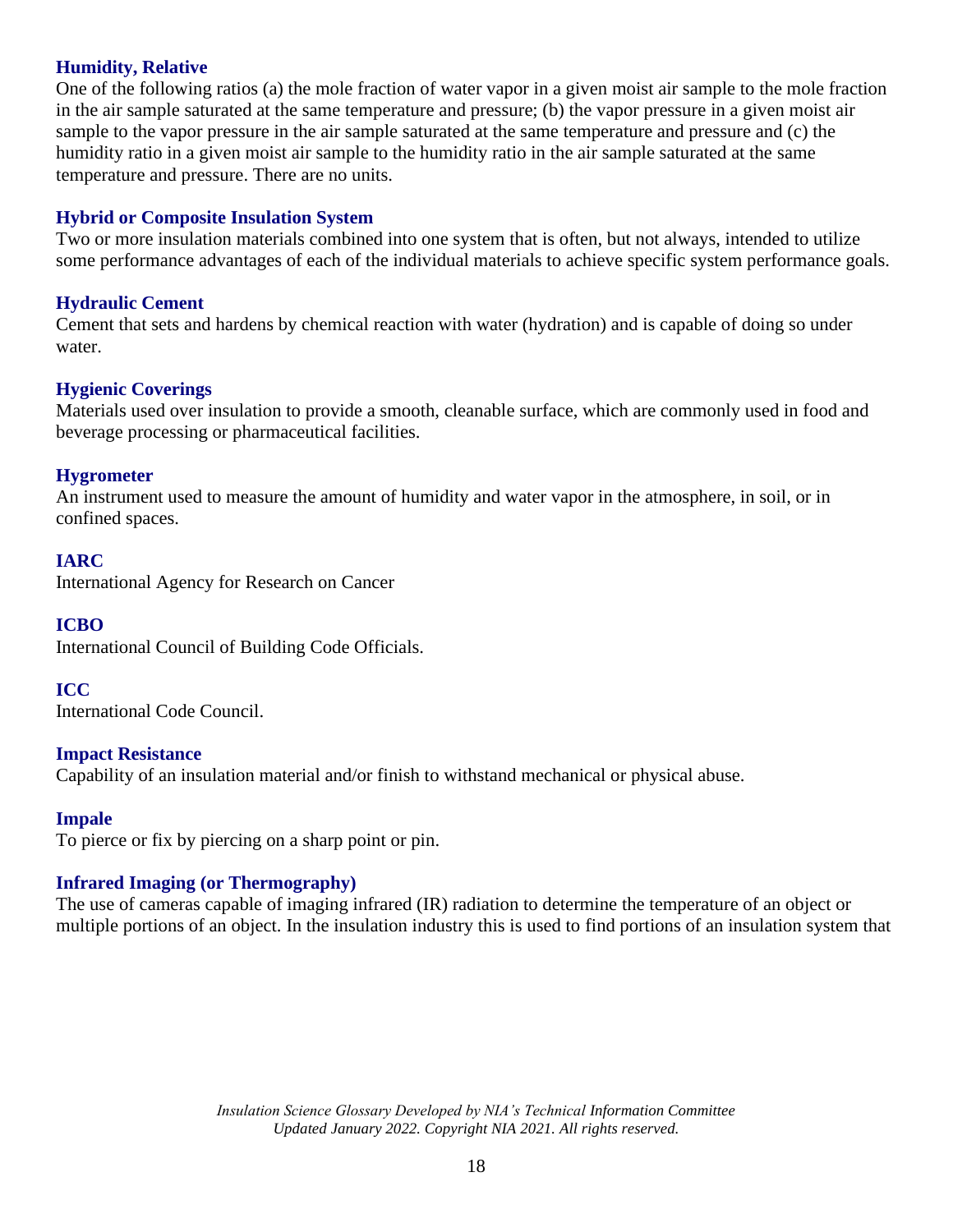### Humidity, Relative

One of the following ratios (a) the mole fraction of water vapor in a given moist air sample to the mole fraction in the air sample saturated at the same temperature and pressure; (b) the vapor pressure in a given moist air sample to the vapor pressure in the air sample saturated at the same temperature and pressure and (c) the humidity ratio in a given moist air sample to the humidity ratio in the air sample saturated at the same temperature and pressure. There are no units.

### Hybrid or Composite Insulation System

Two or more insulation materials combined into one system that is often, but not always, intended to utilize some performance advantages of each of the individual materials to achieve specific system performance goals.

### Hydraulic Cement

Cement that sets and hardens by chemical reaction with water (hydration) and is capable of doing so under water.

### Hygienic Coverings

Materials used over insulation to provide a smooth, cleanable surface, which are commonly used in food and beverage processing or pharmaceutical facilities.

### Hygrometer

An instrument used to measure the amount of humidity and water vapor in the atmosphere, in soil, or in confined spaces.

### IARC

International Agency for Research on Cancer

### ICBO

International Council of Building Code Officials.

### ICC

International Code Council.

### Impact Resistance

Capability of an insulation material and/or finish to withstand mechanical or physical abuse.

### Impale

To pierce or fix by piercing on a sharp point or pin.

### Infrared Imaging (or Thermography)

The use of cameras capable of imaging infrared (IR) radiation to determine the temperature of an object or multiple portions of an object. In the insulation industry this is used to find portions of an insulation system that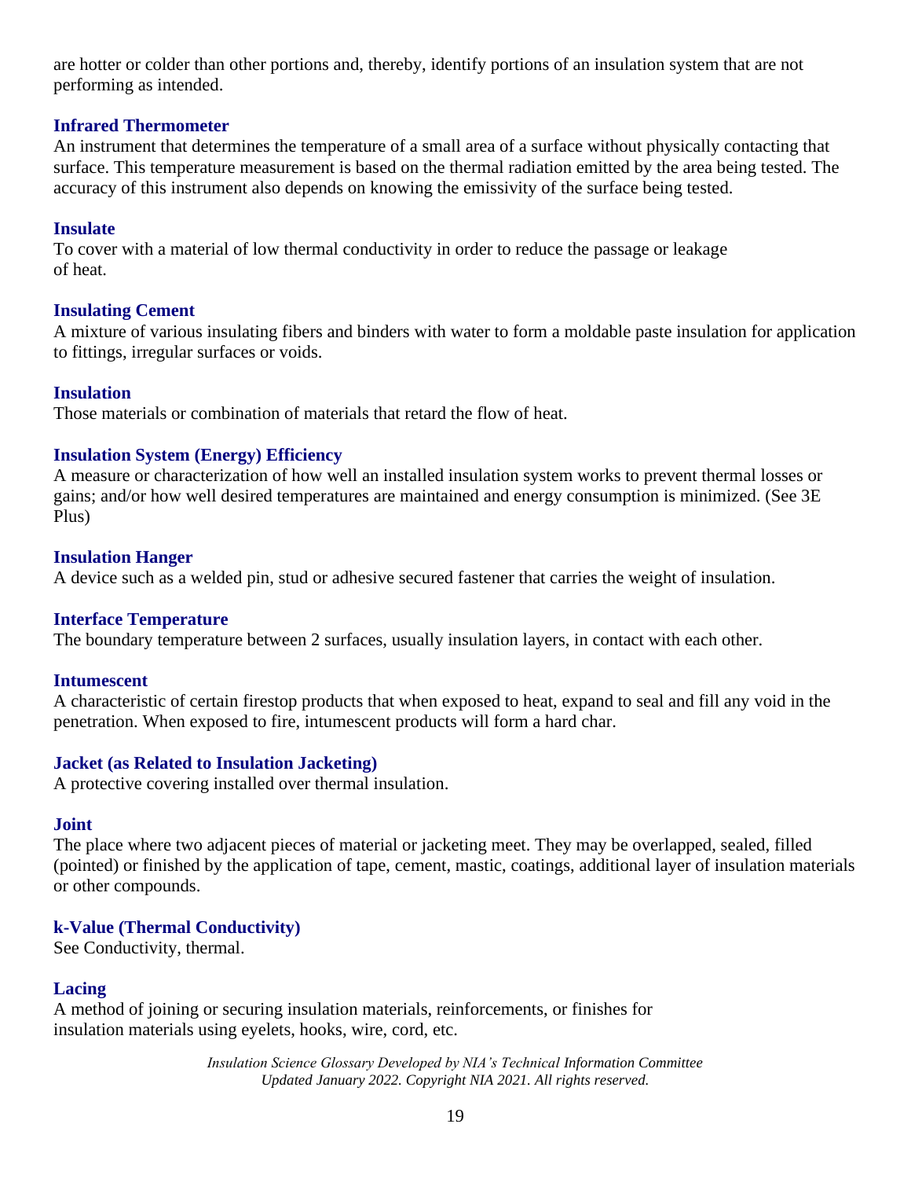are hotter or colder than other portions and, thereby, identify portions of an insulation system that are not performing as intended.

### Infrared Thermometer

An instrument that determines the temperature of a small area of a surface without physically contacting that surface. This temperature measurement is based on the thermal radiation emitted by the area being tested. The accuracy of this instrument also depends on knowing the emissivity of the surface being tested.

### Insulate

To cover with a material of low thermal conductivity in order to reduce the passage or leakage of heat.

### Insulating Cement

A mixture of various insulating fibers and binders with water to form a moldable paste insulation for application to fittings, irregular surfaces or voids.

### Insulation

Those materials or combination of materials that retard the flow of heat.

### Insulation System (Energy) Efficiency

A measure or characterization of how well an installed insulation system works to prevent thermal losses or gains; and/or how well desired temperatures are maintained and energy consumption is minimized. (See 3E Plus)

### Insulation Hanger

A device such as a welded pin, stud or adhesive secured fastener that carries the weight of insulation.

### Interface Temperature

The boundary temperature between 2 surfaces, usually insulation layers, in contact with each other.

### Intumescent

A characteristic of certain firestop products that when exposed to heat, expand to seal and fill any void in the penetration. When exposed to fire, intumescent products will form a hard char.

### Jacket (as Related to Insulation Jacketing)

A protective covering installed over thermal insulation.

### Joint

The place where two adjacent pieces of material or jacketing meet. They may be overlapped, sealed, filled (pointed) or finished by the application of tape, cement, mastic, coatings, additional layer of insulation materials or other compounds.

### k-Value (Thermal Conductivity)

See Conductivity, thermal.

### Lacing

A method of joining or securing insulation materials, reinforcements, or finishes for insulation materials using eyelets, hooks, wire, cord, etc.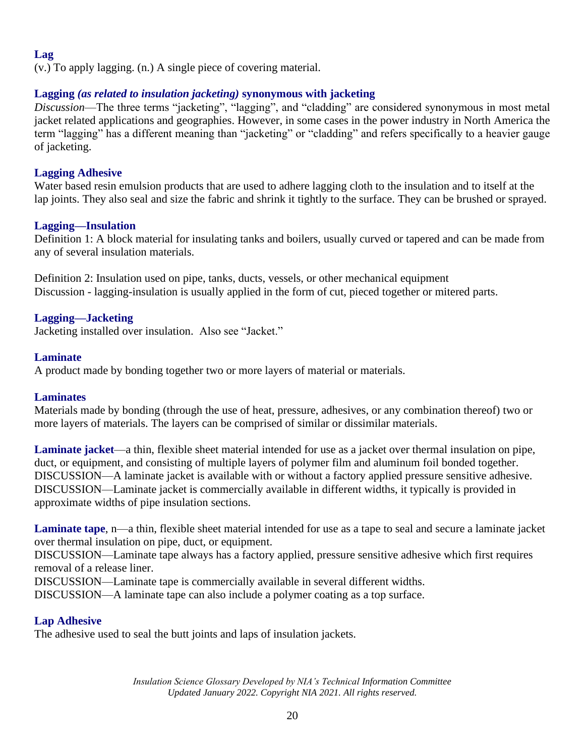### Lag
(v.) To apply lagging. (n.) A single piece of covering material.

### Lagging *(as related to insulation jacketing)* synonymous with jacketing
*Discussion*—The three terms "jacketing", "lagging", and "cladding" are considered synonymous in most metal jacket related applications and geographies. However, in some cases in the power industry in North America the term "lagging" has a different meaning than "jacketing" or "cladding" and refers specifically to a heavier gauge of jacketing.

### Lagging Adhesive
Water based resin emulsion products that are used to adhere lagging cloth to the insulation and to itself at the lap joints. They also seal and size the fabric and shrink it tightly to the surface. They can be brushed or sprayed.

### Lagging—Insulation
Definition 1: A block material for insulating tanks and boilers, usually curved or tapered and can be made from any of several insulation materials.

Definition 2: Insulation used on pipe, tanks, ducts, vessels, or other mechanical equipment
Discussion - lagging-insulation is usually applied in the form of cut, pieced together or mitered parts.

### Lagging—Jacketing
Jacketing installed over insulation. Also see "Jacket."

### Laminate
A product made by bonding together two or more layers of material or materials.

### Laminates
Materials made by bonding (through the use of heat, pressure, adhesives, or any combination thereof) two or more layers of materials. The layers can be comprised of similar or dissimilar materials.

**Laminate jacket**—a thin, flexible sheet material intended for use as a jacket over thermal insulation on pipe, duct, or equipment, and consisting of multiple layers of polymer film and aluminum foil bonded together.
DISCUSSION—A laminate jacket is available with or without a factory applied pressure sensitive adhesive.
DISCUSSION—Laminate jacket is commercially available in different widths, it typically is provided in approximate widths of pipe insulation sections.

**Laminate tape**, n—a thin, flexible sheet material intended for use as a tape to seal and secure a laminate jacket over thermal insulation on pipe, duct, or equipment.
DISCUSSION—Laminate tape always has a factory applied, pressure sensitive adhesive which first requires removal of a release liner.
DISCUSSION—Laminate tape is commercially available in several different widths.
DISCUSSION—A laminate tape can also include a polymer coating as a top surface.

### Lap Adhesive
The adhesive used to seal the butt joints and laps of insulation jackets.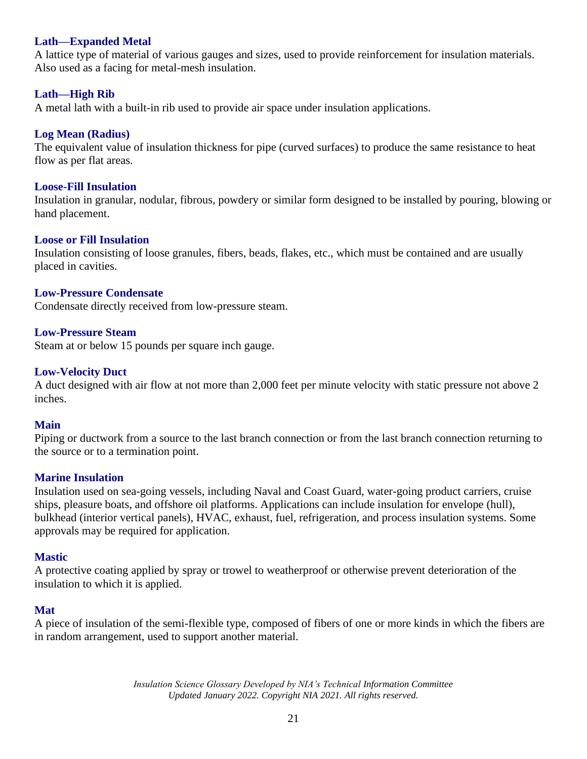### Lath—Expanded Metal

A lattice type of material of various gauges and sizes, used to provide reinforcement for insulation materials. Also used as a facing for metal-mesh insulation.

### Lath—High Rib

A metal lath with a built-in rib used to provide air space under insulation applications.

### Log Mean (Radius)

The equivalent value of insulation thickness for pipe (curved surfaces) to produce the same resistance to heat flow as per flat areas.

### Loose-Fill Insulation

Insulation in granular, nodular, fibrous, powdery or similar form designed to be installed by pouring, blowing or hand placement.

### Loose or Fill Insulation

Insulation consisting of loose granules, fibers, beads, flakes, etc., which must be contained and are usually placed in cavities.

### Low-Pressure Condensate

Condensate directly received from low-pressure steam.

### Low-Pressure Steam

Steam at or below 15 pounds per square inch gauge.

### Low-Velocity Duct

A duct designed with air flow at not more than 2,000 feet per minute velocity with static pressure not above 2 inches.

### Main

Piping or ductwork from a source to the last branch connection or from the last branch connection returning to the source or to a termination point.

### Marine Insulation

Insulation used on sea-going vessels, including Naval and Coast Guard, water-going product carriers, cruise ships, pleasure boats, and offshore oil platforms. Applications can include insulation for envelope (hull), bulkhead (interior vertical panels), HVAC, exhaust, fuel, refrigeration, and process insulation systems. Some approvals may be required for application.

### Mastic

A protective coating applied by spray or trowel to weatherproof or otherwise prevent deterioration of the insulation to which it is applied.

### Mat

A piece of insulation of the semi-flexible type, composed of fibers of one or more kinds in which the fibers are in random arrangement, used to support another material.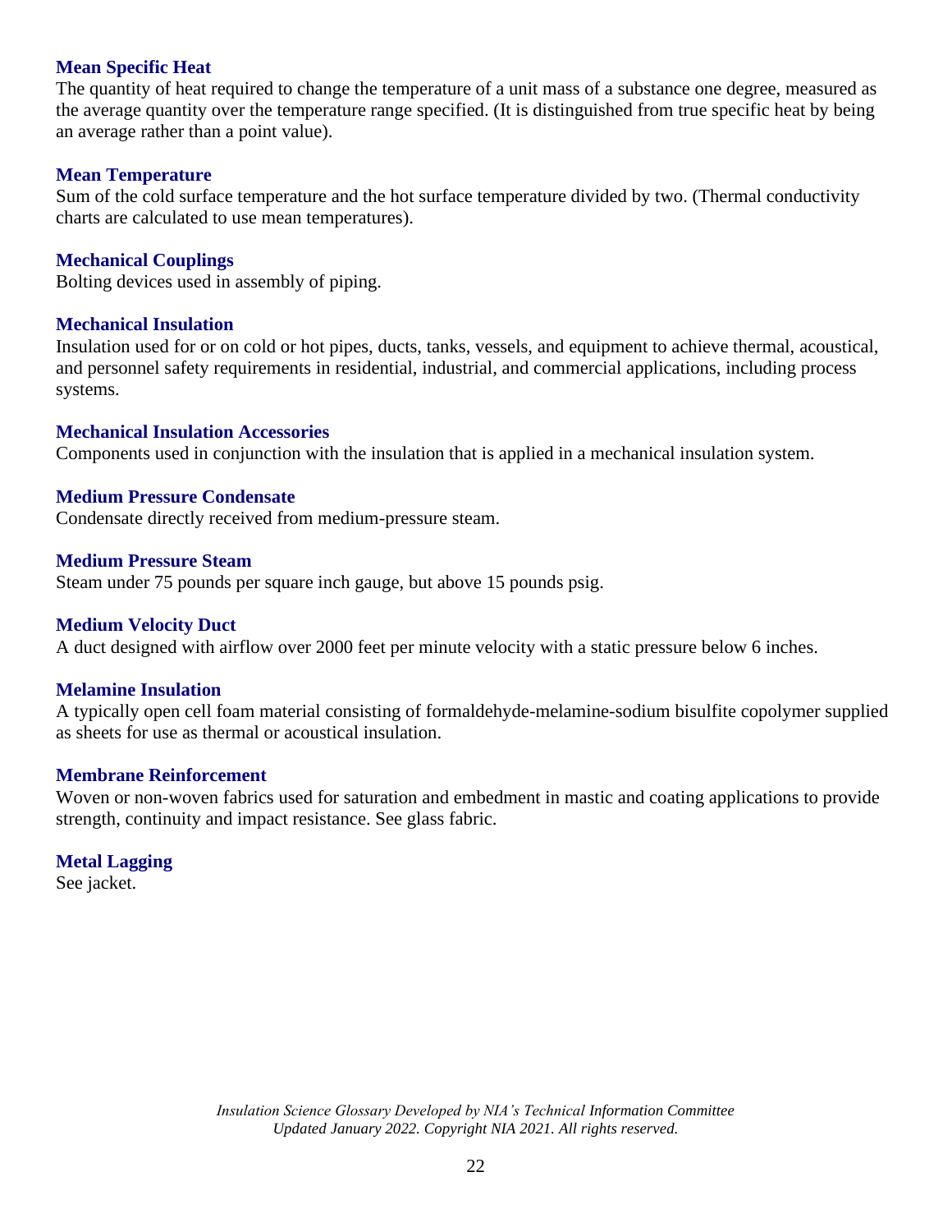### Mean Specific Heat
The quantity of heat required to change the temperature of a unit mass of a substance one degree, measured as the average quantity over the temperature range specified. (It is distinguished from true specific heat by being an average rather than a point value).

### Mean Temperature
Sum of the cold surface temperature and the hot surface temperature divided by two. (Thermal conductivity charts are calculated to use mean temperatures).

### Mechanical Couplings
Bolting devices used in assembly of piping.

### Mechanical Insulation
Insulation used for or on cold or hot pipes, ducts, tanks, vessels, and equipment to achieve thermal, acoustical, and personnel safety requirements in residential, industrial, and commercial applications, including process systems.

### Mechanical Insulation Accessories
Components used in conjunction with the insulation that is applied in a mechanical insulation system.

### Medium Pressure Condensate
Condensate directly received from medium-pressure steam.

### Medium Pressure Steam
Steam under 75 pounds per square inch gauge, but above 15 pounds psig.

### Medium Velocity Duct
A duct designed with airflow over 2000 feet per minute velocity with a static pressure below 6 inches.

### Melamine Insulation
A typically open cell foam material consisting of formaldehyde-melamine-sodium bisulfite copolymer supplied as sheets for use as thermal or acoustical insulation.

### Membrane Reinforcement
Woven or non-woven fabrics used for saturation and embedment in mastic and coating applications to provide strength, continuity and impact resistance. See glass fabric.

### Metal Lagging
See jacket.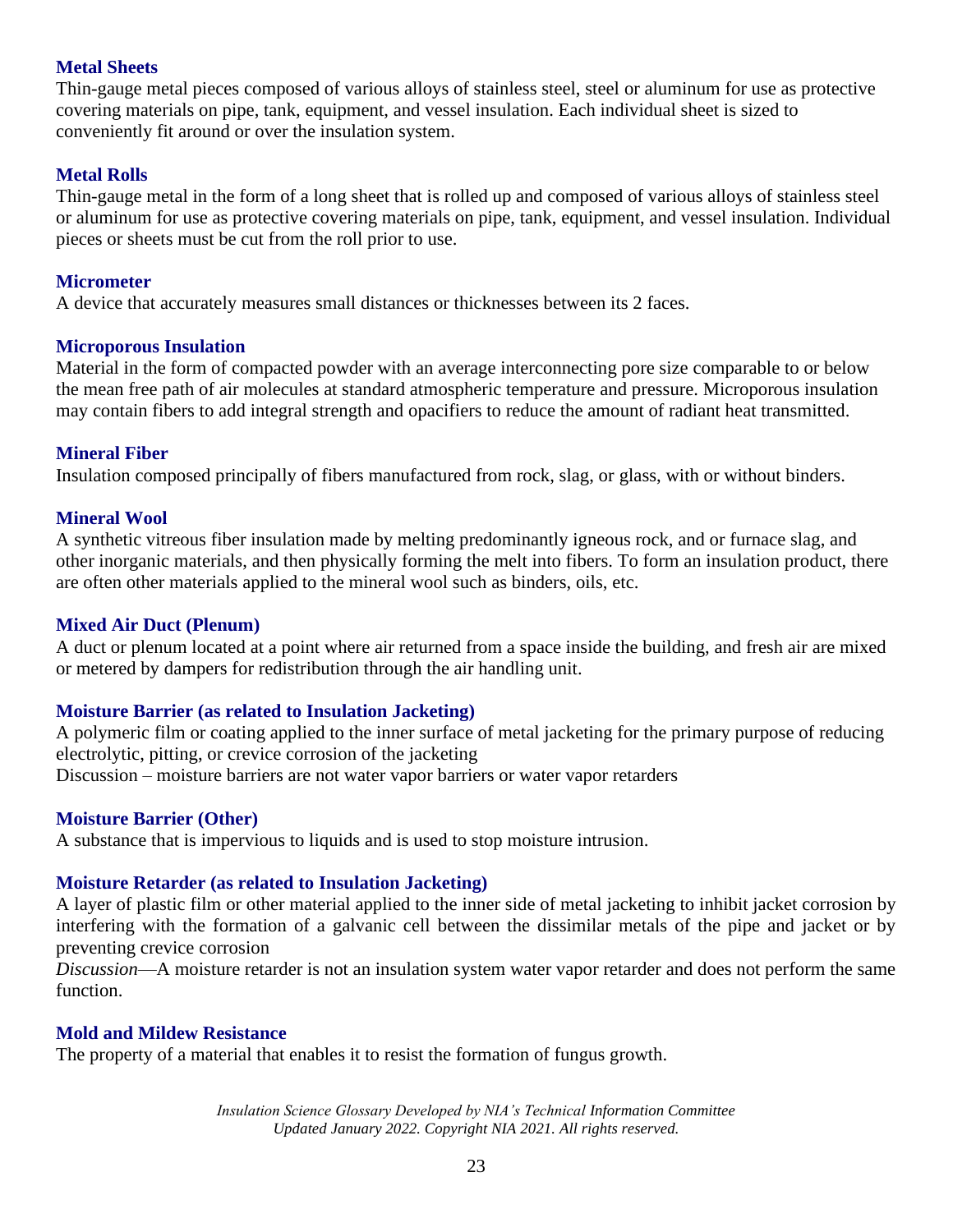### Metal Sheets

Thin-gauge metal pieces composed of various alloys of stainless steel, steel or aluminum for use as protective covering materials on pipe, tank, equipment, and vessel insulation. Each individual sheet is sized to conveniently fit around or over the insulation system.

### Metal Rolls

Thin-gauge metal in the form of a long sheet that is rolled up and composed of various alloys of stainless steel or aluminum for use as protective covering materials on pipe, tank, equipment, and vessel insulation. Individual pieces or sheets must be cut from the roll prior to use.

### Micrometer

A device that accurately measures small distances or thicknesses between its 2 faces.

### Microporous Insulation

Material in the form of compacted powder with an average interconnecting pore size comparable to or below the mean free path of air molecules at standard atmospheric temperature and pressure. Microporous insulation may contain fibers to add integral strength and opacifiers to reduce the amount of radiant heat transmitted.

### Mineral Fiber

Insulation composed principally of fibers manufactured from rock, slag, or glass, with or without binders.

### Mineral Wool

A synthetic vitreous fiber insulation made by melting predominantly igneous rock, and or furnace slag, and other inorganic materials, and then physically forming the melt into fibers. To form an insulation product, there are often other materials applied to the mineral wool such as binders, oils, etc.

### Mixed Air Duct (Plenum)

A duct or plenum located at a point where air returned from a space inside the building, and fresh air are mixed or metered by dampers for redistribution through the air handling unit.

### Moisture Barrier (as related to Insulation Jacketing)

A polymeric film or coating applied to the inner surface of metal jacketing for the primary purpose of reducing electrolytic, pitting, or crevice corrosion of the jacketing

Discussion – moisture barriers are not water vapor barriers or water vapor retarders

### Moisture Barrier (Other)

A substance that is impervious to liquids and is used to stop moisture intrusion.

### Moisture Retarder (as related to Insulation Jacketing)

A layer of plastic film or other material applied to the inner side of metal jacketing to inhibit jacket corrosion by interfering with the formation of a galvanic cell between the dissimilar metals of the pipe and jacket or by preventing crevice corrosion

*Discussion*—A moisture retarder is not an insulation system water vapor retarder and does not perform the same function.

### Mold and Mildew Resistance

The property of a material that enables it to resist the formation of fungus growth.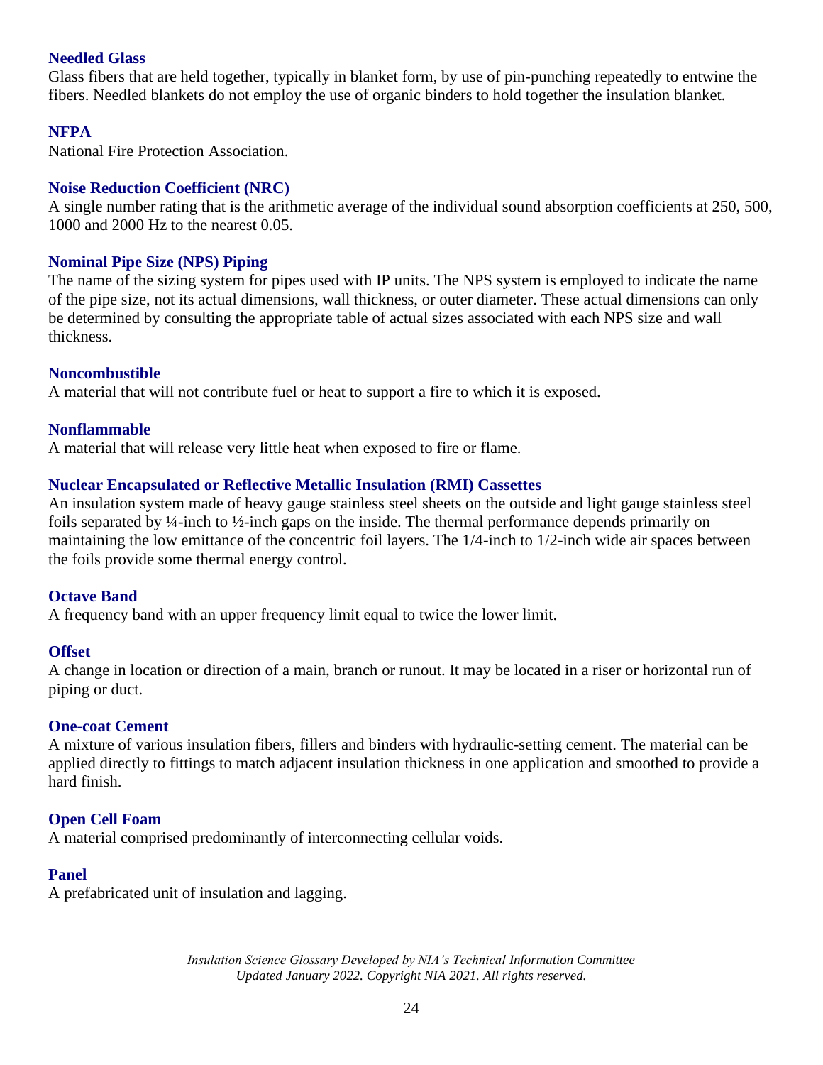### Needled Glass
Glass fibers that are held together, typically in blanket form, by use of pin-punching repeatedly to entwine the fibers. Needled blankets do not employ the use of organic binders to hold together the insulation blanket.

### NFPA
National Fire Protection Association.

### Noise Reduction Coefficient (NRC)
A single number rating that is the arithmetic average of the individual sound absorption coefficients at 250, 500, 1000 and 2000 Hz to the nearest 0.05.

### Nominal Pipe Size (NPS) Piping
The name of the sizing system for pipes used with IP units. The NPS system is employed to indicate the name of the pipe size, not its actual dimensions, wall thickness, or outer diameter. These actual dimensions can only be determined by consulting the appropriate table of actual sizes associated with each NPS size and wall thickness.

### Noncombustible
A material that will not contribute fuel or heat to support a fire to which it is exposed.

### Nonflammable
A material that will release very little heat when exposed to fire or flame.

### Nuclear Encapsulated or Reflective Metallic Insulation (RMI) Cassettes
An insulation system made of heavy gauge stainless steel sheets on the outside and light gauge stainless steel foils separated by ¼-inch to ½-inch gaps on the inside. The thermal performance depends primarily on maintaining the low emittance of the concentric foil layers. The 1/4-inch to 1/2-inch wide air spaces between the foils provide some thermal energy control.

### Octave Band
A frequency band with an upper frequency limit equal to twice the lower limit.

### Offset
A change in location or direction of a main, branch or runout. It may be located in a riser or horizontal run of piping or duct.

### One-coat Cement
A mixture of various insulation fibers, fillers and binders with hydraulic-setting cement. The material can be applied directly to fittings to match adjacent insulation thickness in one application and smoothed to provide a hard finish.

### Open Cell Foam
A material comprised predominantly of interconnecting cellular voids.

### Panel
A prefabricated unit of insulation and lagging.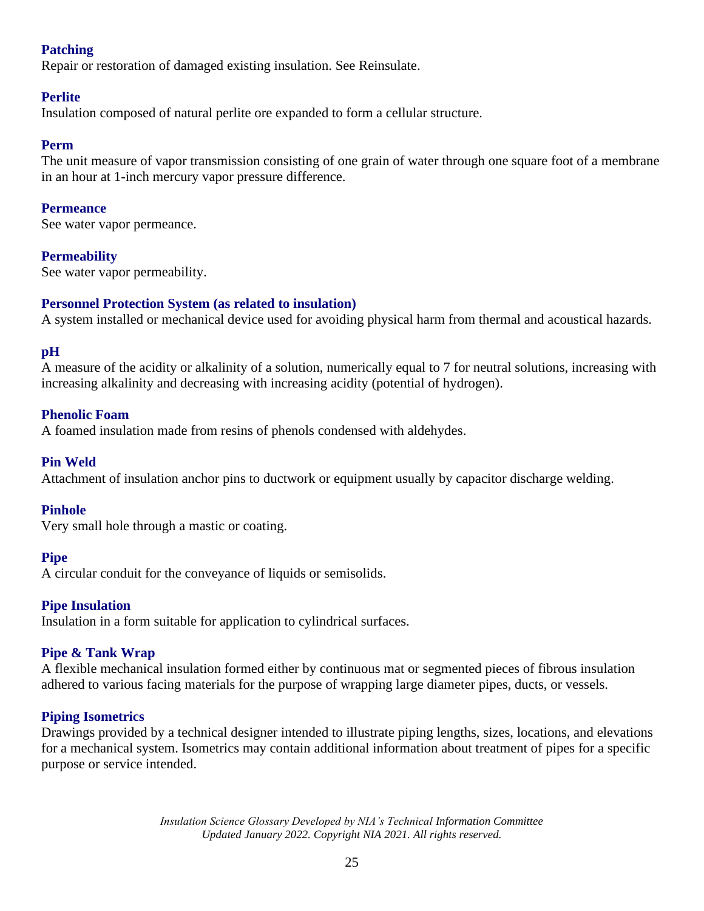### Patching

Repair or restoration of damaged existing insulation. See Reinsulate.

### Perlite

Insulation composed of natural perlite ore expanded to form a cellular structure.

### Perm

The unit measure of vapor transmission consisting of one grain of water through one square foot of a membrane in an hour at 1-inch mercury vapor pressure difference.

### Permeance

See water vapor permeance.

### Permeability

See water vapor permeability.

### Personnel Protection System (as related to insulation)

A system installed or mechanical device used for avoiding physical harm from thermal and acoustical hazards.

### pH

A measure of the acidity or alkalinity of a solution, numerically equal to 7 for neutral solutions, increasing with increasing alkalinity and decreasing with increasing acidity (potential of hydrogen).

### Phenolic Foam

A foamed insulation made from resins of phenols condensed with aldehydes.

### Pin Weld

Attachment of insulation anchor pins to ductwork or equipment usually by capacitor discharge welding.

### Pinhole

Very small hole through a mastic or coating.

### Pipe

A circular conduit for the conveyance of liquids or semisolids.

### Pipe Insulation

Insulation in a form suitable for application to cylindrical surfaces.

### Pipe & Tank Wrap

A flexible mechanical insulation formed either by continuous mat or segmented pieces of fibrous insulation adhered to various facing materials for the purpose of wrapping large diameter pipes, ducts, or vessels.

### Piping Isometrics

Drawings provided by a technical designer intended to illustrate piping lengths, sizes, locations, and elevations for a mechanical system. Isometrics may contain additional information about treatment of pipes for a specific purpose or service intended.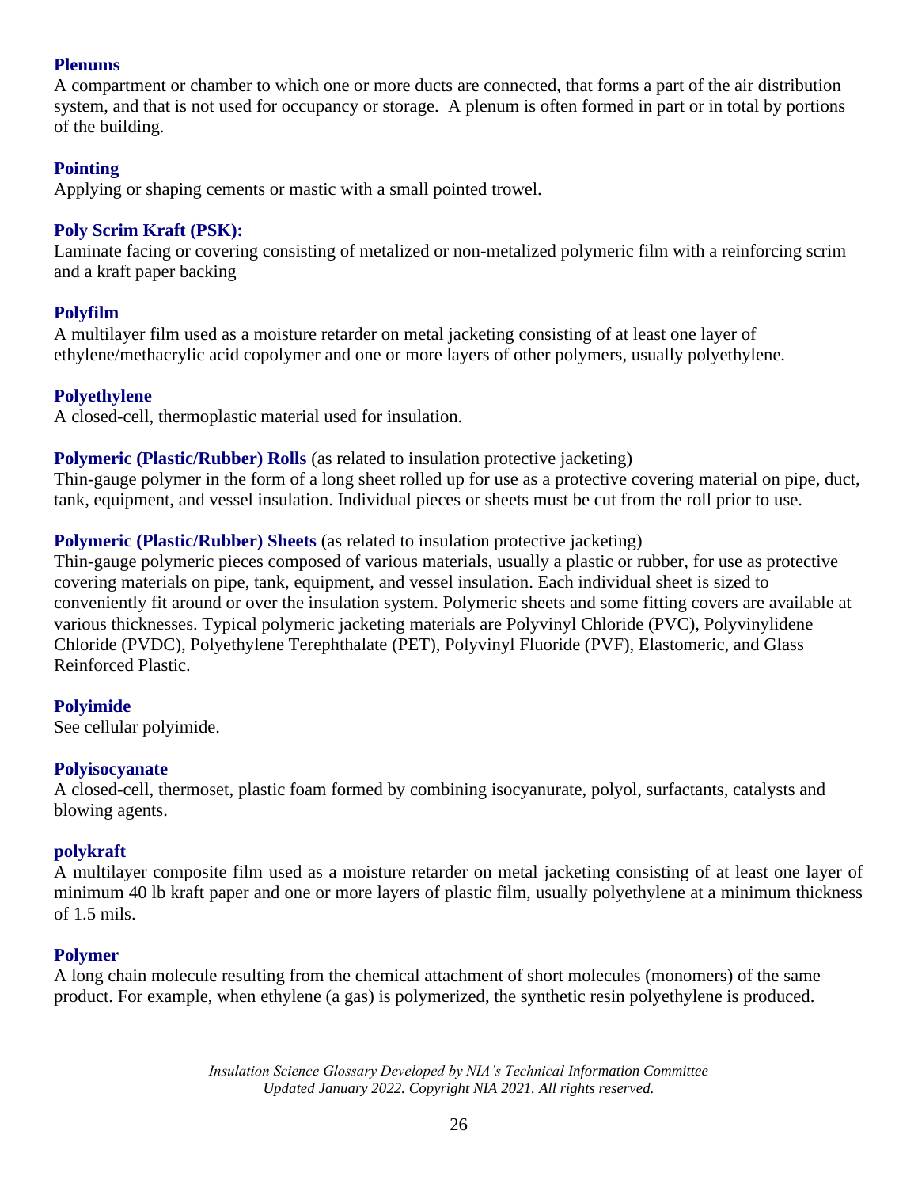**Plenums**
A compartment or chamber to which one or more ducts are connected, that forms a part of the air distribution system, and that is not used for occupancy or storage. A plenum is often formed in part or in total by portions of the building.

**Pointing**
Applying or shaping cements or mastic with a small pointed trowel.

**Poly Scrim Kraft (PSK):**
Laminate facing or covering consisting of metalized or non-metalized polymeric film with a reinforcing scrim and a kraft paper backing

**Polyfilm**
A multilayer film used as a moisture retarder on metal jacketing consisting of at least one layer of ethylene/methacrylic acid copolymer and one or more layers of other polymers, usually polyethylene.

**Polyethylene**
A closed-cell, thermoplastic material used for insulation.

**Polymeric (Plastic/Rubber) Rolls** (as related to insulation protective jacketing)
Thin-gauge polymer in the form of a long sheet rolled up for use as a protective covering material on pipe, duct, tank, equipment, and vessel insulation. Individual pieces or sheets must be cut from the roll prior to use.

**Polymeric (Plastic/Rubber) Sheets** (as related to insulation protective jacketing)
Thin-gauge polymeric pieces composed of various materials, usually a plastic or rubber, for use as protective covering materials on pipe, tank, equipment, and vessel insulation. Each individual sheet is sized to conveniently fit around or over the insulation system. Polymeric sheets and some fitting covers are available at various thicknesses. Typical polymeric jacketing materials are Polyvinyl Chloride (PVC), Polyvinylidene Chloride (PVDC), Polyethylene Terephthalate (PET), Polyvinyl Fluoride (PVF), Elastomeric, and Glass Reinforced Plastic.

**Polyimide**
See cellular polyimide.

**Polyisocyanate**
A closed-cell, thermoset, plastic foam formed by combining isocyanurate, polyol, surfactants, catalysts and blowing agents.

**polykraft**
A multilayer composite film used as a moisture retarder on metal jacketing consisting of at least one layer of minimum 40 lb kraft paper and one or more layers of plastic film, usually polyethylene at a minimum thickness of 1.5 mils.

**Polymer**
A long chain molecule resulting from the chemical attachment of short molecules (monomers) of the same product. For example, when ethylene (a gas) is polymerized, the synthetic resin polyethylene is produced.

*Insulation Science Glossary Developed by NIA's Technical Information Committee*
*Updated January 2022. Copyright NIA 2021. All rights reserved.*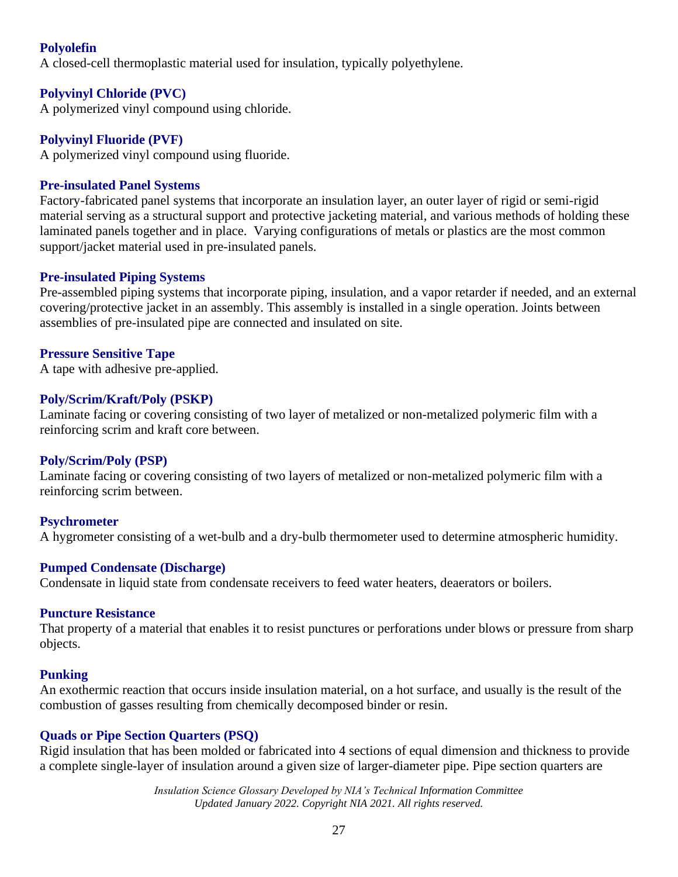### Polyolefin

A closed-cell thermoplastic material used for insulation, typically polyethylene.

### Polyvinyl Chloride (PVC)

A polymerized vinyl compound using chloride.

### Polyvinyl Fluoride (PVF)

A polymerized vinyl compound using fluoride.

### Pre-insulated Panel Systems

Factory-fabricated panel systems that incorporate an insulation layer, an outer layer of rigid or semi-rigid material serving as a structural support and protective jacketing material, and various methods of holding these laminated panels together and in place. Varying configurations of metals or plastics are the most common support/jacket material used in pre-insulated panels.

### Pre-insulated Piping Systems

Pre-assembled piping systems that incorporate piping, insulation, and a vapor retarder if needed, and an external covering/protective jacket in an assembly. This assembly is installed in a single operation. Joints between assemblies of pre-insulated pipe are connected and insulated on site.

### Pressure Sensitive Tape

A tape with adhesive pre-applied.

### Poly/Scrim/Kraft/Poly (PSKP)

Laminate facing or covering consisting of two layer of metalized or non-metalized polymeric film with a reinforcing scrim and kraft core between.

### Poly/Scrim/Poly (PSP)

Laminate facing or covering consisting of two layers of metalized or non-metalized polymeric film with a reinforcing scrim between.

### Psychrometer

A hygrometer consisting of a wet-bulb and a dry-bulb thermometer used to determine atmospheric humidity.

### Pumped Condensate (Discharge)

Condensate in liquid state from condensate receivers to feed water heaters, deaerators or boilers.

### Puncture Resistance

That property of a material that enables it to resist punctures or perforations under blows or pressure from sharp objects.

### Punking

An exothermic reaction that occurs inside insulation material, on a hot surface, and usually is the result of the combustion of gasses resulting from chemically decomposed binder or resin.

### Quads or Pipe Section Quarters (PSQ)

Rigid insulation that has been molded or fabricated into 4 sections of equal dimension and thickness to provide a complete single-layer of insulation around a given size of larger-diameter pipe. Pipe section quarters are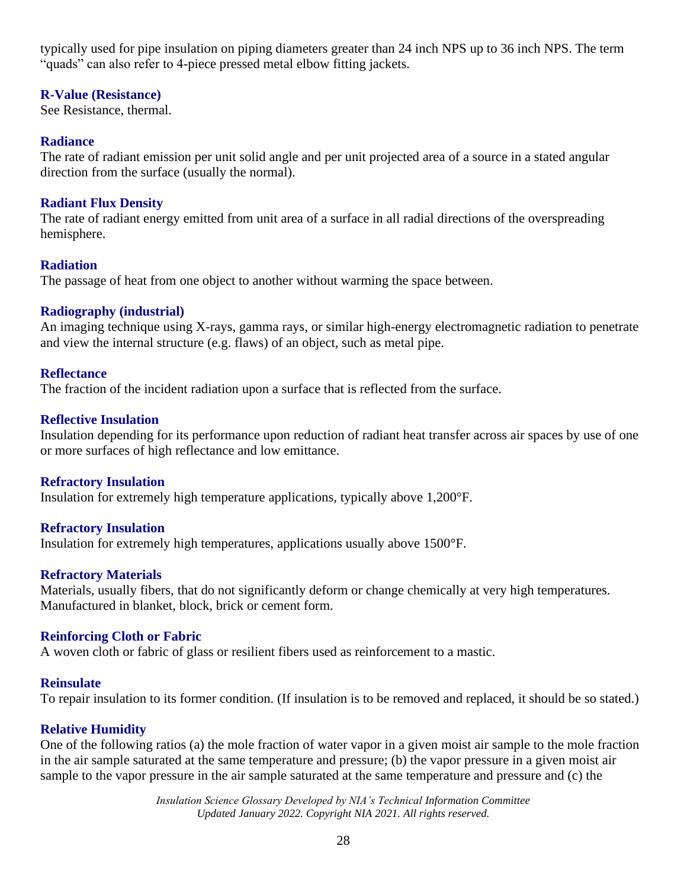typically used for pipe insulation on piping diameters greater than 24 inch NPS up to 36 inch NPS. The term "quads" can also refer to 4-piece pressed metal elbow fitting jackets.

### R-Value (Resistance)

See Resistance, thermal.

### Radiance

The rate of radiant emission per unit solid angle and per unit projected area of a source in a stated angular direction from the surface (usually the normal).

### Radiant Flux Density

The rate of radiant energy emitted from unit area of a surface in all radial directions of the overspreading hemisphere.

### Radiation

The passage of heat from one object to another without warming the space between.

### Radiography (industrial)

An imaging technique using X-rays, gamma rays, or similar high-energy electromagnetic radiation to penetrate and view the internal structure (e.g. flaws) of an object, such as metal pipe.

### Reflectance

The fraction of the incident radiation upon a surface that is reflected from the surface.

### Reflective Insulation

Insulation depending for its performance upon reduction of radiant heat transfer across air spaces by use of one or more surfaces of high reflectance and low emittance.

### Refractory Insulation

Insulation for extremely high temperature applications, typically above 1,200°F.

### Refractory Insulation

Insulation for extremely high temperatures, applications usually above 1500°F.

### Refractory Materials

Materials, usually fibers, that do not significantly deform or change chemically at very high temperatures. Manufactured in blanket, block, brick or cement form.

### Reinforcing Cloth or Fabric

A woven cloth or fabric of glass or resilient fibers used as reinforcement to a mastic.

### Reinsulate

To repair insulation to its former condition. (If insulation is to be removed and replaced, it should be so stated.)

### Relative Humidity

One of the following ratios (a) the mole fraction of water vapor in a given moist air sample to the mole fraction in the air sample saturated at the same temperature and pressure; (b) the vapor pressure in a given moist air sample to the vapor pressure in the air sample saturated at the same temperature and pressure and (c) the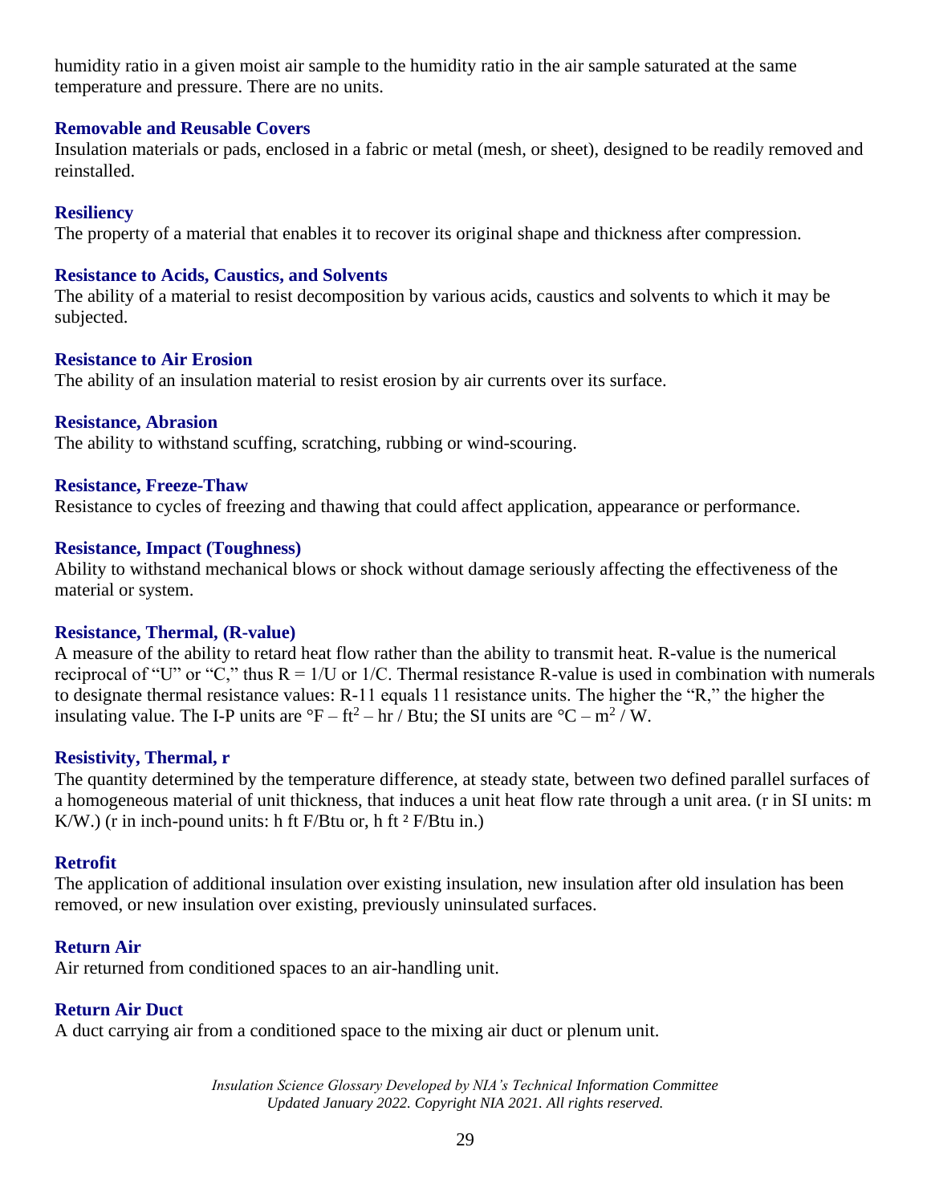humidity ratio in a given moist air sample to the humidity ratio in the air sample saturated at the same temperature and pressure. There are no units.

### Removable and Reusable Covers

Insulation materials or pads, enclosed in a fabric or metal (mesh, or sheet), designed to be readily removed and reinstalled.

### Resiliency

The property of a material that enables it to recover its original shape and thickness after compression.

### Resistance to Acids, Caustics, and Solvents

The ability of a material to resist decomposition by various acids, caustics and solvents to which it may be subjected.

### Resistance to Air Erosion

The ability of an insulation material to resist erosion by air currents over its surface.

### Resistance, Abrasion

The ability to withstand scuffing, scratching, rubbing or wind-scouring.

### Resistance, Freeze-Thaw

Resistance to cycles of freezing and thawing that could affect application, appearance or performance.

### Resistance, Impact (Toughness)

Ability to withstand mechanical blows or shock without damage seriously affecting the effectiveness of the material or system.

### Resistance, Thermal, (R-value)

A measure of the ability to retard heat flow rather than the ability to transmit heat. R-value is the numerical reciprocal of "U" or "C," thus $R = 1/U$ or $1/C$. Thermal resistance R-value is used in combination with numerals to designate thermal resistance values: R-11 equals 11 resistance units. The higher the "R," the higher the insulating value. The I-P units are $°F – ft^2 – hr / Btu$; the SI units are $°C – m^2 / W$.

### Resistivity, Thermal, r

The quantity determined by the temperature difference, at steady state, between two defined parallel surfaces of a homogeneous material of unit thickness, that induces a unit heat flow rate through a unit area. (r in SI units: m K/W.) (r in inch-pound units: h ft F/Btu or, h $ft^2$ F/Btu in.)

### Retrofit

The application of additional insulation over existing insulation, new insulation after old insulation has been removed, or new insulation over existing, previously uninsulated surfaces.

### Return Air

Air returned from conditioned spaces to an air-handling unit.

### Return Air Duct

A duct carrying air from a conditioned space to the mixing air duct or plenum unit.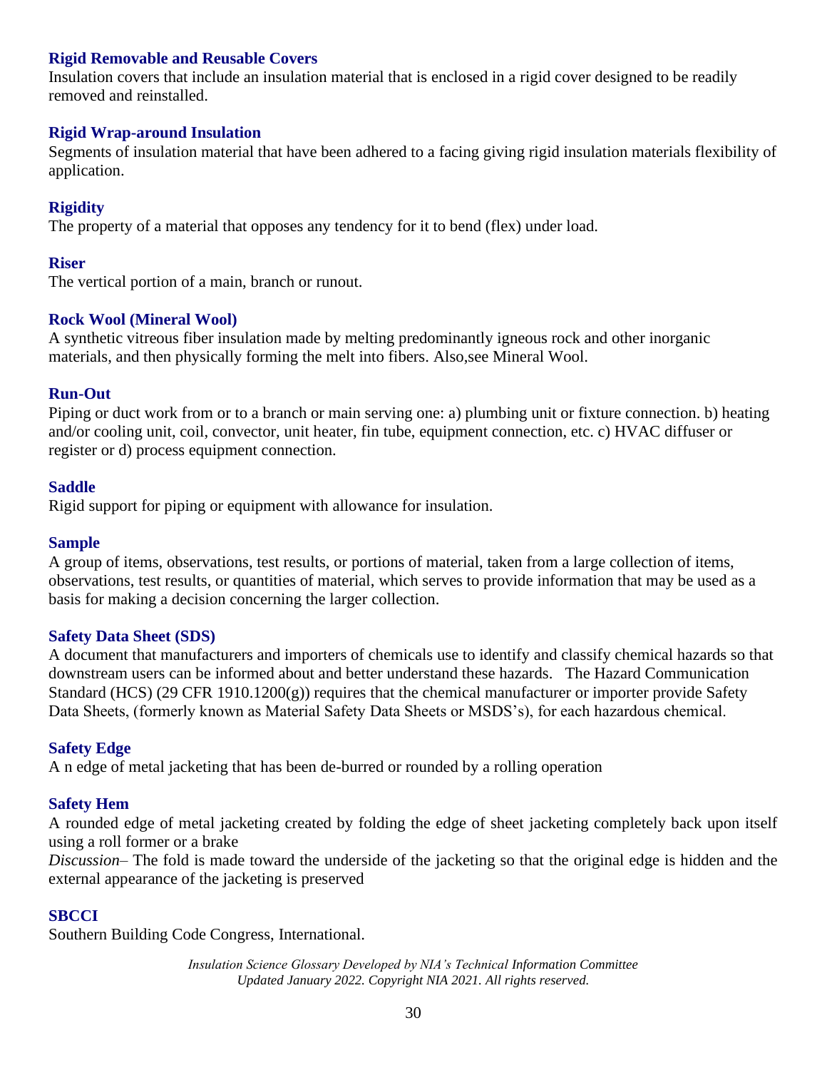### Rigid Removable and Reusable Covers
Insulation covers that include an insulation material that is enclosed in a rigid cover designed to be readily removed and reinstalled.

### Rigid Wrap-around Insulation
Segments of insulation material that have been adhered to a facing giving rigid insulation materials flexibility of application.

### Rigidity
The property of a material that opposes any tendency for it to bend (flex) under load.

### Riser
The vertical portion of a main, branch or runout.

### Rock Wool (Mineral Wool)
A synthetic vitreous fiber insulation made by melting predominantly igneous rock and other inorganic materials, and then physically forming the melt into fibers. Also,see Mineral Wool.

### Run-Out
Piping or duct work from or to a branch or main serving one: a) plumbing unit or fixture connection. b) heating and/or cooling unit, coil, convector, unit heater, fin tube, equipment connection, etc. c) HVAC diffuser or register or d) process equipment connection.

### Saddle
Rigid support for piping or equipment with allowance for insulation.

### Sample
A group of items, observations, test results, or portions of material, taken from a large collection of items, observations, test results, or quantities of material, which serves to provide information that may be used as a basis for making a decision concerning the larger collection.

### Safety Data Sheet (SDS)
A document that manufacturers and importers of chemicals use to identify and classify chemical hazards so that downstream users can be informed about and better understand these hazards. The Hazard Communication Standard (HCS) (29 CFR 1910.1200(g)) requires that the chemical manufacturer or importer provide Safety Data Sheets, (formerly known as Material Safety Data Sheets or MSDS's), for each hazardous chemical.

### Safety Edge
A n edge of metal jacketing that has been de-burred or rounded by a rolling operation

### Safety Hem
A rounded edge of metal jacketing created by folding the edge of sheet jacketing completely back upon itself using a roll former or a brake

*Discussion*– The fold is made toward the underside of the jacketing so that the original edge is hidden and the external appearance of the jacketing is preserved

### SBCCI
Southern Building Code Congress, International.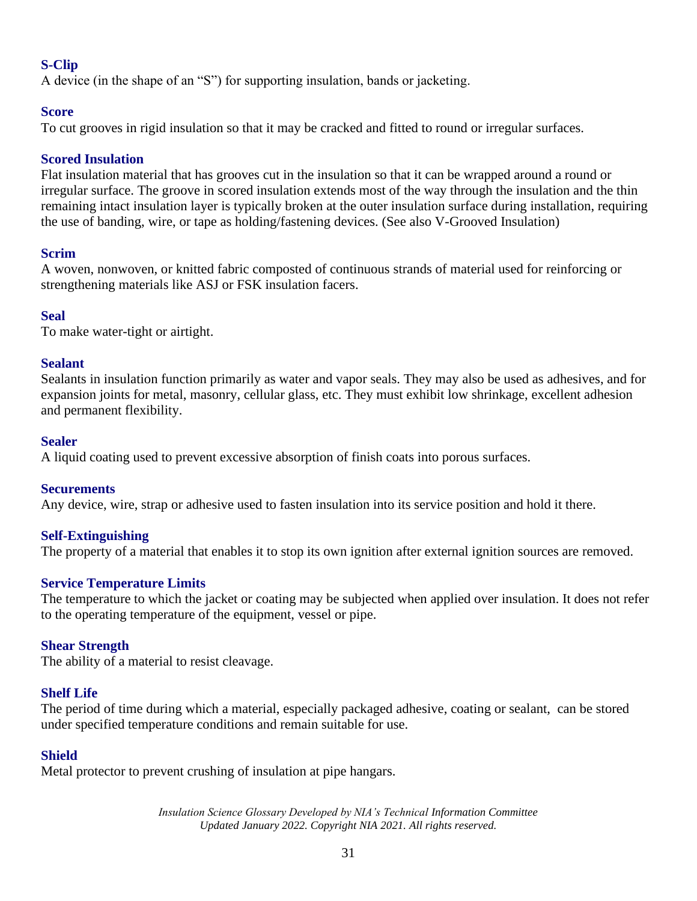### S-Clip

A device (in the shape of an "S") for supporting insulation, bands or jacketing.

### Score

To cut grooves in rigid insulation so that it may be cracked and fitted to round or irregular surfaces.

### Scored Insulation

Flat insulation material that has grooves cut in the insulation so that it can be wrapped around a round or irregular surface. The groove in scored insulation extends most of the way through the insulation and the thin remaining intact insulation layer is typically broken at the outer insulation surface during installation, requiring the use of banding, wire, or tape as holding/fastening devices. (See also V-Grooved Insulation)

### Scrim

A woven, nonwoven, or knitted fabric composted of continuous strands of material used for reinforcing or strengthening materials like ASJ or FSK insulation facers.

### Seal

To make water-tight or airtight.

### Sealant

Sealants in insulation function primarily as water and vapor seals. They may also be used as adhesives, and for expansion joints for metal, masonry, cellular glass, etc. They must exhibit low shrinkage, excellent adhesion and permanent flexibility.

### Sealer

A liquid coating used to prevent excessive absorption of finish coats into porous surfaces.

### Securements

Any device, wire, strap or adhesive used to fasten insulation into its service position and hold it there.

### Self-Extinguishing

The property of a material that enables it to stop its own ignition after external ignition sources are removed.

### Service Temperature Limits

The temperature to which the jacket or coating may be subjected when applied over insulation. It does not refer to the operating temperature of the equipment, vessel or pipe.

### Shear Strength

The ability of a material to resist cleavage.

### Shelf Life

The period of time during which a material, especially packaged adhesive, coating or sealant, can be stored under specified temperature conditions and remain suitable for use.

### Shield

Metal protector to prevent crushing of insulation at pipe hangars.

*Insulation Science Glossary Developed by NIA's Technical Information Committee*
*Updated January 2022. Copyright NIA 2021. All rights reserved.*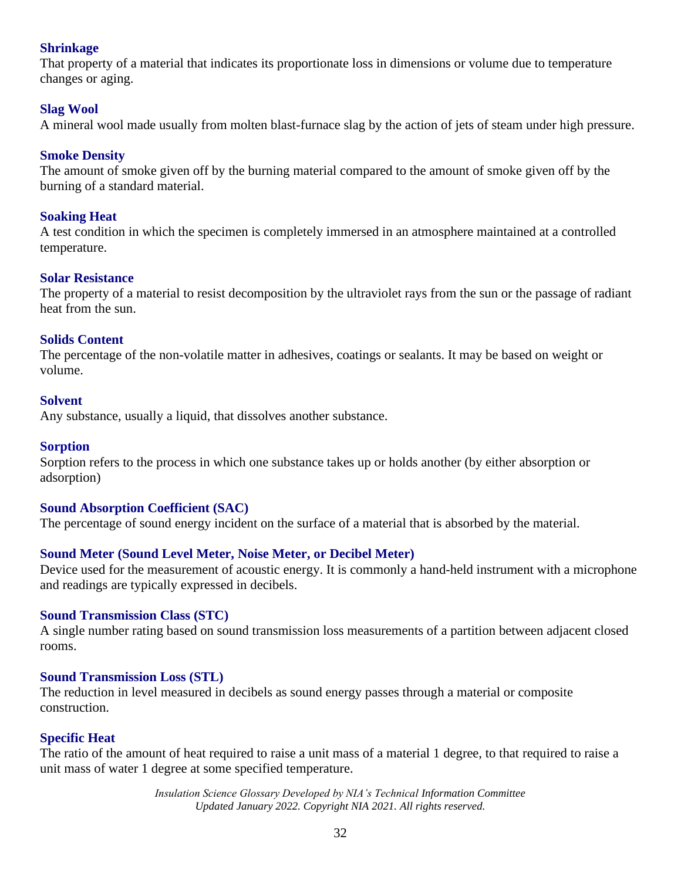### Shrinkage

That property of a material that indicates its proportionate loss in dimensions or volume due to temperature changes or aging.

### Slag Wool

A mineral wool made usually from molten blast-furnace slag by the action of jets of steam under high pressure.

### Smoke Density

The amount of smoke given off by the burning material compared to the amount of smoke given off by the burning of a standard material.

### Soaking Heat

A test condition in which the specimen is completely immersed in an atmosphere maintained at a controlled temperature.

### Solar Resistance

The property of a material to resist decomposition by the ultraviolet rays from the sun or the passage of radiant heat from the sun.

### Solids Content

The percentage of the non-volatile matter in adhesives, coatings or sealants. It may be based on weight or volume.

### Solvent

Any substance, usually a liquid, that dissolves another substance.

### Sorption

Sorption refers to the process in which one substance takes up or holds another (by either absorption or adsorption)

### Sound Absorption Coefficient (SAC)

The percentage of sound energy incident on the surface of a material that is absorbed by the material.

### Sound Meter (Sound Level Meter, Noise Meter, or Decibel Meter)

Device used for the measurement of acoustic energy. It is commonly a hand-held instrument with a microphone and readings are typically expressed in decibels.

### Sound Transmission Class (STC)

A single number rating based on sound transmission loss measurements of a partition between adjacent closed rooms.

### Sound Transmission Loss (STL)

The reduction in level measured in decibels as sound energy passes through a material or composite construction.

### Specific Heat

The ratio of the amount of heat required to raise a unit mass of a material 1 degree, to that required to raise a unit mass of water 1 degree at some specified temperature.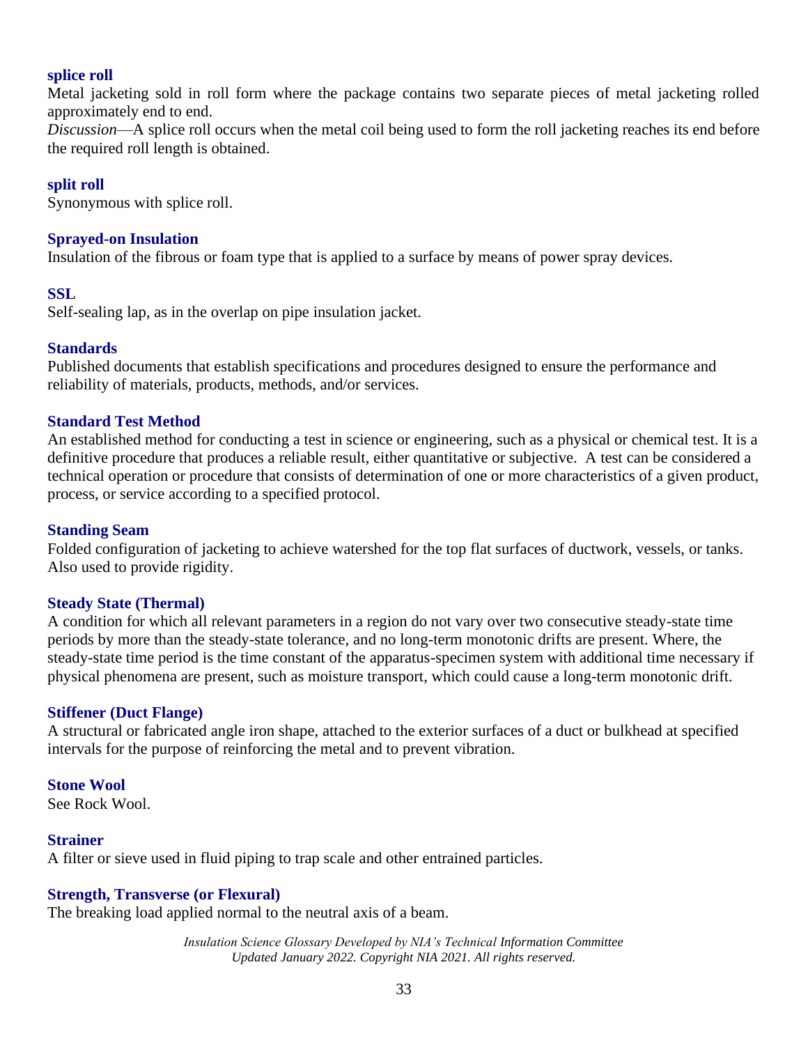**splice roll**
Metal jacketing sold in roll form where the package contains two separate pieces of metal jacketing rolled approximately end to end.
*Discussion*—A splice roll occurs when the metal coil being used to form the roll jacketing reaches its end before the required roll length is obtained.

**split roll**
Synonymous with splice roll.

**Sprayed-on Insulation**
Insulation of the fibrous or foam type that is applied to a surface by means of power spray devices.

**SSL**
Self-sealing lap, as in the overlap on pipe insulation jacket.

**Standards**
Published documents that establish specifications and procedures designed to ensure the performance and reliability of materials, products, methods, and/or services.

**Standard Test Method**
An established method for conducting a test in science or engineering, such as a physical or chemical test. It is a definitive procedure that produces a reliable result, either quantitative or subjective. A test can be considered a technical operation or procedure that consists of determination of one or more characteristics of a given product, process, or service according to a specified protocol.

**Standing Seam**
Folded configuration of jacketing to achieve watershed for the top flat surfaces of ductwork, vessels, or tanks. Also used to provide rigidity.

**Steady State (Thermal)**
A condition for which all relevant parameters in a region do not vary over two consecutive steady-state time periods by more than the steady-state tolerance, and no long-term monotonic drifts are present. Where, the steady-state time period is the time constant of the apparatus-specimen system with additional time necessary if physical phenomena are present, such as moisture transport, which could cause a long-term monotonic drift.

**Stiffener (Duct Flange)**
A structural or fabricated angle iron shape, attached to the exterior surfaces of a duct or bulkhead at specified intervals for the purpose of reinforcing the metal and to prevent vibration.

**Stone Wool**
See Rock Wool.

**Strainer**
A filter or sieve used in fluid piping to trap scale and other entrained particles.

**Strength, Transverse (or Flexural)**
The breaking load applied normal to the neutral axis of a beam.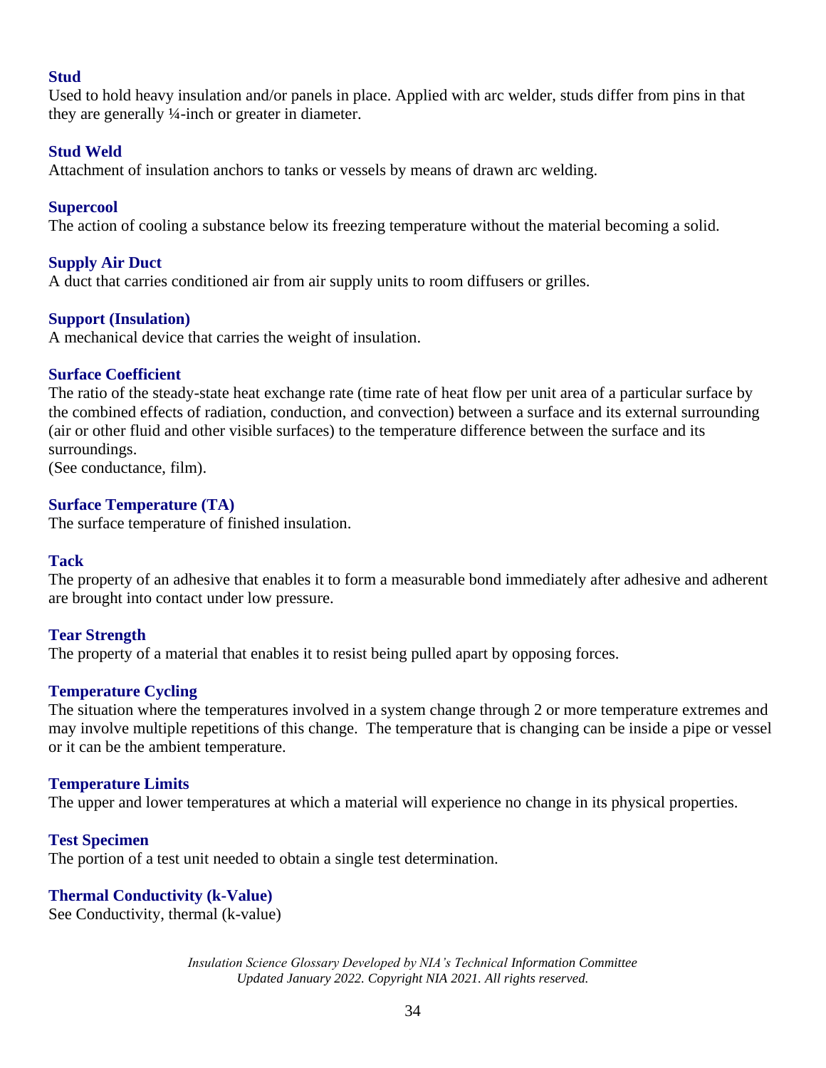### Stud

Used to hold heavy insulation and/or panels in place. Applied with arc welder, studs differ from pins in that they are generally ¼-inch or greater in diameter.

### Stud Weld

Attachment of insulation anchors to tanks or vessels by means of drawn arc welding.

### Supercool

The action of cooling a substance below its freezing temperature without the material becoming a solid.

### Supply Air Duct

A duct that carries conditioned air from air supply units to room diffusers or grilles.

### Support (Insulation)

A mechanical device that carries the weight of insulation.

### Surface Coefficient

The ratio of the steady-state heat exchange rate (time rate of heat flow per unit area of a particular surface by the combined effects of radiation, conduction, and convection) between a surface and its external surrounding (air or other fluid and other visible surfaces) to the temperature difference between the surface and its surroundings.
(See conductance, film).

### Surface Temperature (TA)

The surface temperature of finished insulation.

### Tack

The property of an adhesive that enables it to form a measurable bond immediately after adhesive and adherent are brought into contact under low pressure.

### Tear Strength

The property of a material that enables it to resist being pulled apart by opposing forces.

### Temperature Cycling

The situation where the temperatures involved in a system change through 2 or more temperature extremes and may involve multiple repetitions of this change. The temperature that is changing can be inside a pipe or vessel or it can be the ambient temperature.

### Temperature Limits

The upper and lower temperatures at which a material will experience no change in its physical properties.

### Test Specimen

The portion of a test unit needed to obtain a single test determination.

### Thermal Conductivity (k-Value)

See Conductivity, thermal (k-value)

*Insulation Science Glossary Developed by NIA's Technical Information Committee*
*Updated January 2022. Copyright NIA 2021. All rights reserved.*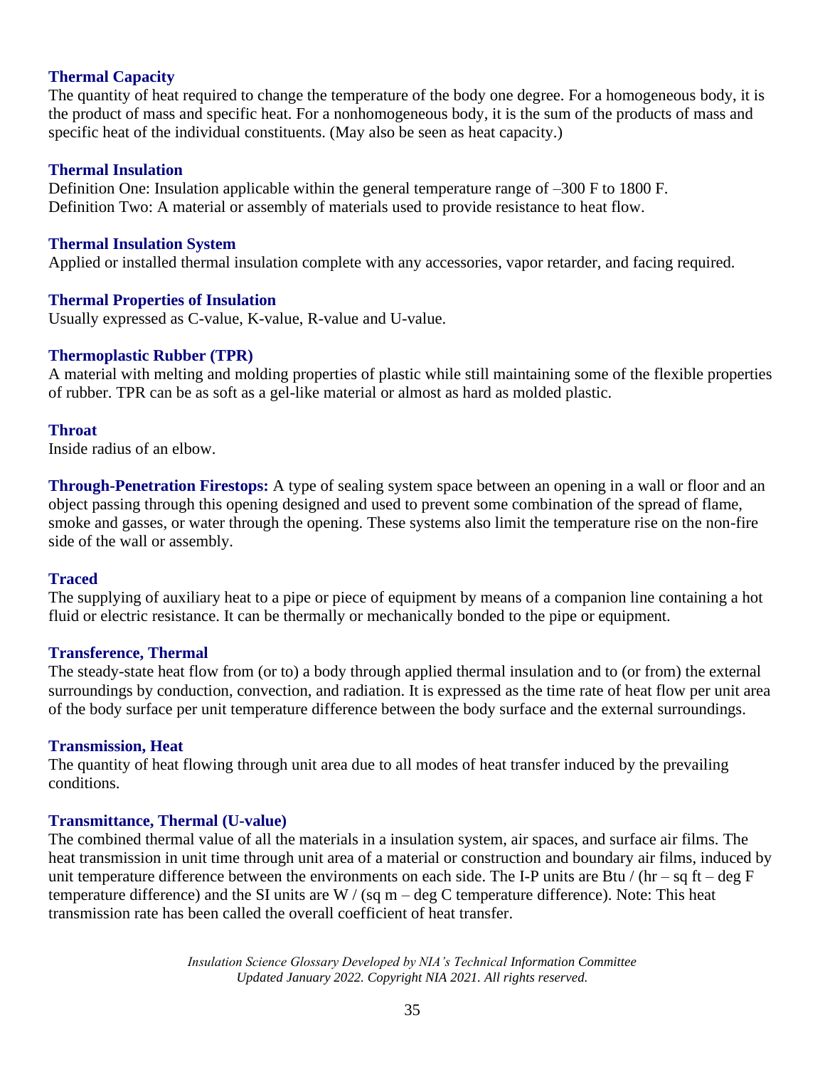### Thermal Capacity

The quantity of heat required to change the temperature of the body one degree. For a homogeneous body, it is the product of mass and specific heat. For a nonhomogeneous body, it is the sum of the products of mass and specific heat of the individual constituents. (May also be seen as heat capacity.)

### Thermal Insulation

Definition One: Insulation applicable within the general temperature range of –300 F to 1800 F.
Definition Two: A material or assembly of materials used to provide resistance to heat flow.

### Thermal Insulation System

Applied or installed thermal insulation complete with any accessories, vapor retarder, and facing required.

### Thermal Properties of Insulation

Usually expressed as C-value, K-value, R-value and U-value.

### Thermoplastic Rubber (TPR)

A material with melting and molding properties of plastic while still maintaining some of the flexible properties of rubber. TPR can be as soft as a gel-like material or almost as hard as molded plastic.

### Throat

Inside radius of an elbow.

**Through-Penetration Firestops:** A type of sealing system space between an opening in a wall or floor and an object passing through this opening designed and used to prevent some combination of the spread of flame, smoke and gasses, or water through the opening. These systems also limit the temperature rise on the non-fire side of the wall or assembly.

### Traced

The supplying of auxiliary heat to a pipe or piece of equipment by means of a companion line containing a hot fluid or electric resistance. It can be thermally or mechanically bonded to the pipe or equipment.

### Transference, Thermal

The steady-state heat flow from (or to) a body through applied thermal insulation and to (or from) the external surroundings by conduction, convection, and radiation. It is expressed as the time rate of heat flow per unit area of the body surface per unit temperature difference between the body surface and the external surroundings.

### Transmission, Heat

The quantity of heat flowing through unit area due to all modes of heat transfer induced by the prevailing conditions.

### Transmittance, Thermal (U-value)

The combined thermal value of all the materials in a insulation system, air spaces, and surface air films. The heat transmission in unit time through unit area of a material or construction and boundary air films, induced by unit temperature difference between the environments on each side. The I-P units are Btu / (hr – sq ft – deg F temperature difference) and the SI units are W / (sq m – deg C temperature difference). Note: This heat transmission rate has been called the overall coefficient of heat transfer.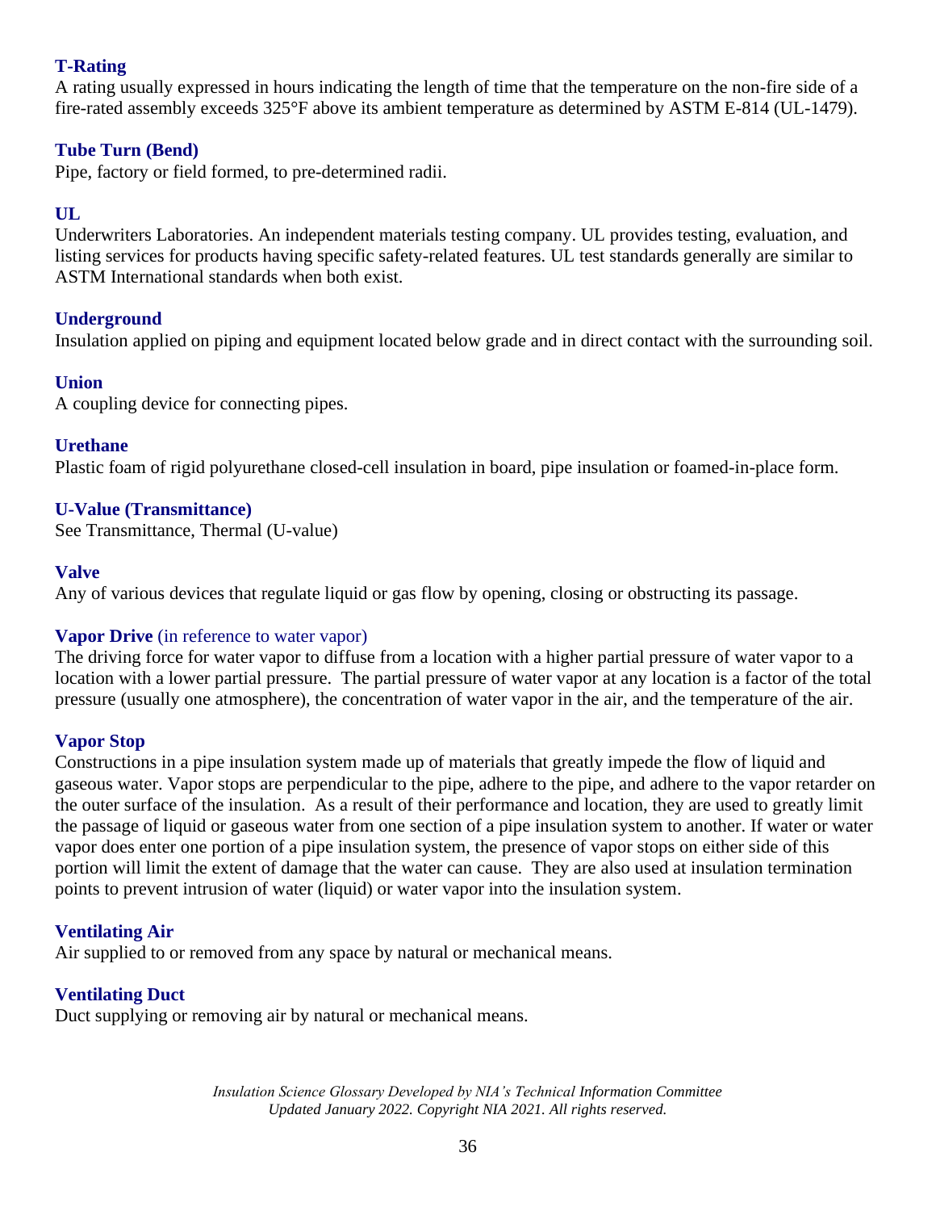**T-Rating**
A rating usually expressed in hours indicating the length of time that the temperature on the non-fire side of a fire-rated assembly exceeds 325°F above its ambient temperature as determined by ASTM E-814 (UL-1479).

**Tube Turn (Bend)**
Pipe, factory or field formed, to pre-determined radii.

**UL**
Underwriters Laboratories. An independent materials testing company. UL provides testing, evaluation, and listing services for products having specific safety-related features. UL test standards generally are similar to ASTM International standards when both exist.

**Underground**
Insulation applied on piping and equipment located below grade and in direct contact with the surrounding soil.

**Union**
A coupling device for connecting pipes.

**Urethane**
Plastic foam of rigid polyurethane closed-cell insulation in board, pipe insulation or foamed-in-place form.

**U-Value (Transmittance)**
See Transmittance, Thermal (U-value)

**Valve**
Any of various devices that regulate liquid or gas flow by opening, closing or obstructing its passage.

**Vapor Drive** (in reference to water vapor)
The driving force for water vapor to diffuse from a location with a higher partial pressure of water vapor to a location with a lower partial pressure. The partial pressure of water vapor at any location is a factor of the total pressure (usually one atmosphere), the concentration of water vapor in the air, and the temperature of the air.

**Vapor Stop**
Constructions in a pipe insulation system made up of materials that greatly impede the flow of liquid and gaseous water. Vapor stops are perpendicular to the pipe, adhere to the pipe, and adhere to the vapor retarder on the outer surface of the insulation. As a result of their performance and location, they are used to greatly limit the passage of liquid or gaseous water from one section of a pipe insulation system to another. If water or water vapor does enter one portion of a pipe insulation system, the presence of vapor stops on either side of this portion will limit the extent of damage that the water can cause. They are also used at insulation termination points to prevent intrusion of water (liquid) or water vapor into the insulation system.

**Ventilating Air**
Air supplied to or removed from any space by natural or mechanical means.

**Ventilating Duct**
Duct supplying or removing air by natural or mechanical means.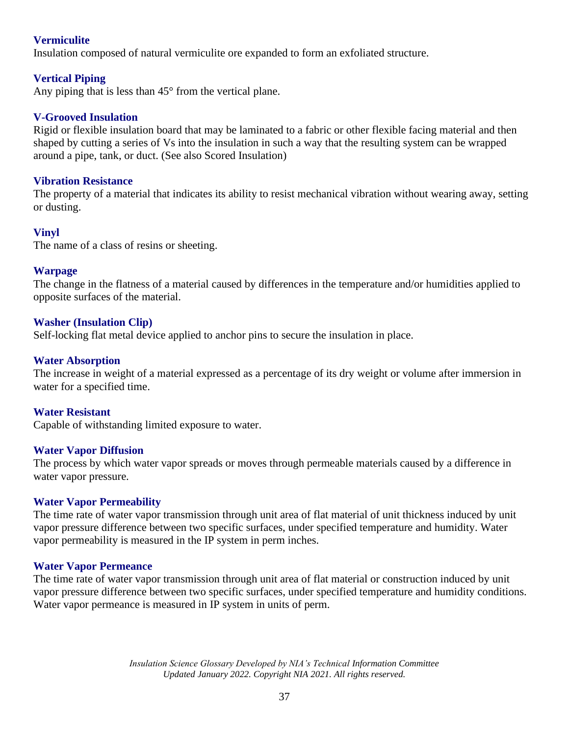### Vermiculite
Insulation composed of natural vermiculite ore expanded to form an exfoliated structure.

### Vertical Piping
Any piping that is less than 45° from the vertical plane.

### V-Grooved Insulation
Rigid or flexible insulation board that may be laminated to a fabric or other flexible facing material and then shaped by cutting a series of Vs into the insulation in such a way that the resulting system can be wrapped around a pipe, tank, or duct. (See also Scored Insulation)

### Vibration Resistance
The property of a material that indicates its ability to resist mechanical vibration without wearing away, setting or dusting.

### Vinyl
The name of a class of resins or sheeting.

### Warpage
The change in the flatness of a material caused by differences in the temperature and/or humidities applied to opposite surfaces of the material.

### Washer (Insulation Clip)
Self-locking flat metal device applied to anchor pins to secure the insulation in place.

### Water Absorption
The increase in weight of a material expressed as a percentage of its dry weight or volume after immersion in water for a specified time.

### Water Resistant
Capable of withstanding limited exposure to water.

### Water Vapor Diffusion
The process by which water vapor spreads or moves through permeable materials caused by a difference in water vapor pressure.

### Water Vapor Permeability
The time rate of water vapor transmission through unit area of flat material of unit thickness induced by unit vapor pressure difference between two specific surfaces, under specified temperature and humidity. Water vapor permeability is measured in the IP system in perm inches.

### Water Vapor Permeance
The time rate of water vapor transmission through unit area of flat material or construction induced by unit vapor pressure difference between two specific surfaces, under specified temperature and humidity conditions. Water vapor permeance is measured in IP system in units of perm.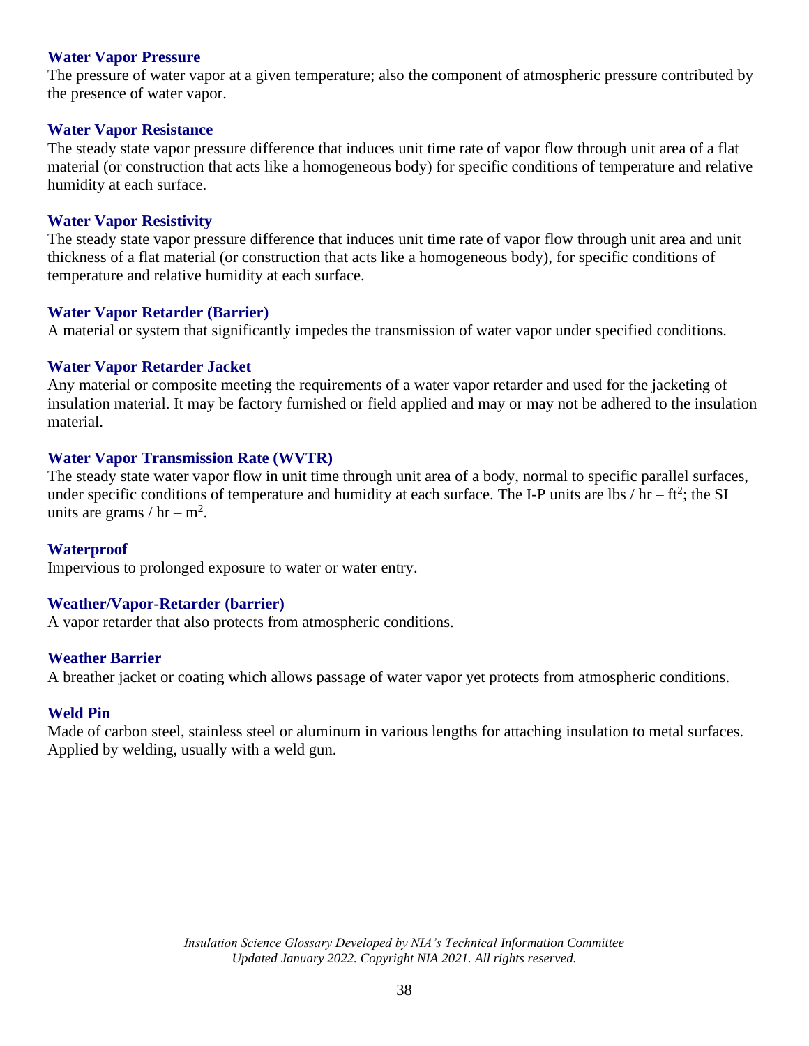### Water Vapor Pressure

The pressure of water vapor at a given temperature; also the component of atmospheric pressure contributed by the presence of water vapor.

### Water Vapor Resistance

The steady state vapor pressure difference that induces unit time rate of vapor flow through unit area of a flat material (or construction that acts like a homogeneous body) for specific conditions of temperature and relative humidity at each surface.

### Water Vapor Resistivity

The steady state vapor pressure difference that induces unit time rate of vapor flow through unit area and unit thickness of a flat material (or construction that acts like a homogeneous body), for specific conditions of temperature and relative humidity at each surface.

### Water Vapor Retarder (Barrier)

A material or system that significantly impedes the transmission of water vapor under specified conditions.

### Water Vapor Retarder Jacket

Any material or composite meeting the requirements of a water vapor retarder and used for the jacketing of insulation material. It may be factory furnished or field applied and may or may not be adhered to the insulation material.

### Water Vapor Transmission Rate (WVTR)

The steady state water vapor flow in unit time through unit area of a body, normal to specific parallel surfaces, under specific conditions of temperature and humidity at each surface. The I-P units are lbs / hr – $ft^2$; the SI units are grams / hr – $m^2$.

### Waterproof

Impervious to prolonged exposure to water or water entry.

### Weather/Vapor-Retarder (barrier)

A vapor retarder that also protects from atmospheric conditions.

### Weather Barrier

A breather jacket or coating which allows passage of water vapor yet protects from atmospheric conditions.

### Weld Pin

Made of carbon steel, stainless steel or aluminum in various lengths for attaching insulation to metal surfaces. Applied by welding, usually with a weld gun.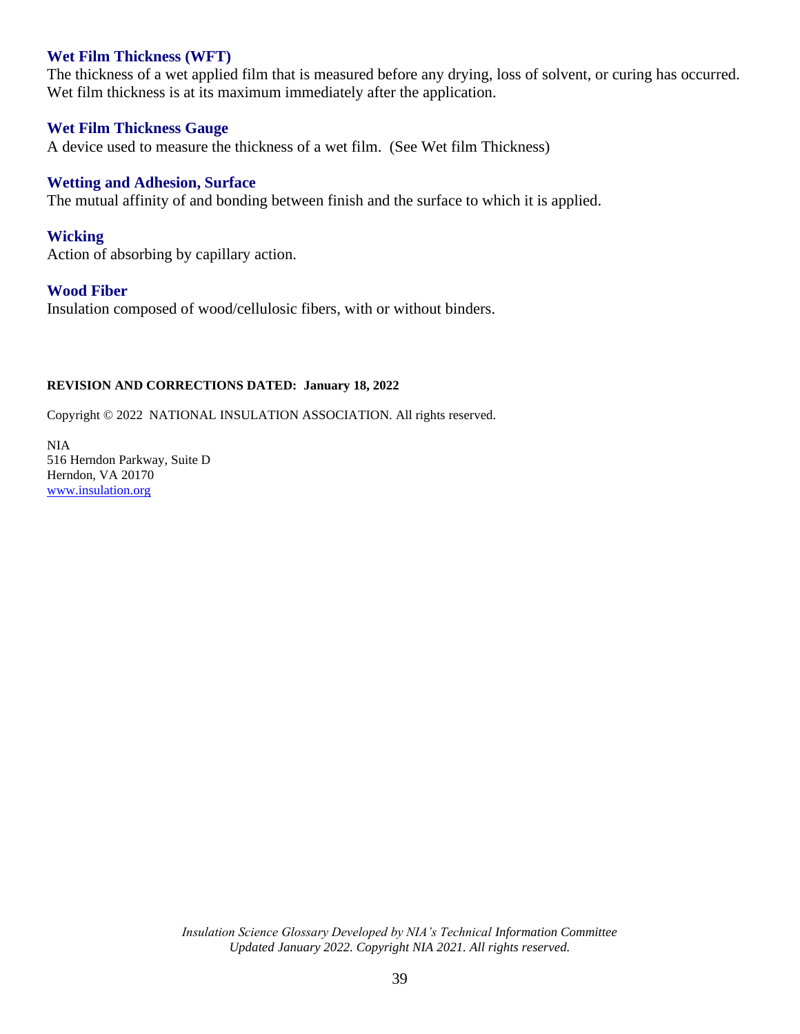### Wet Film Thickness (WFT)

The thickness of a wet applied film that is measured before any drying, loss of solvent, or curing has occurred. Wet film thickness is at its maximum immediately after the application.

### Wet Film Thickness Gauge

A device used to measure the thickness of a wet film. (See Wet film Thickness)

### Wetting and Adhesion, Surface

The mutual affinity of and bonding between finish and the surface to which it is applied.

### Wicking

Action of absorbing by capillary action.

### Wood Fiber

Insulation composed of wood/cellulosic fibers, with or without binders.

**REVISION AND CORRECTIONS DATED: January 18, 2022**

Copyright © 2022 NATIONAL INSULATION ASSOCIATION. All rights reserved.

NIA
516 Herndon Parkway, Suite D
Herndon, VA 20170
www.insulation.org